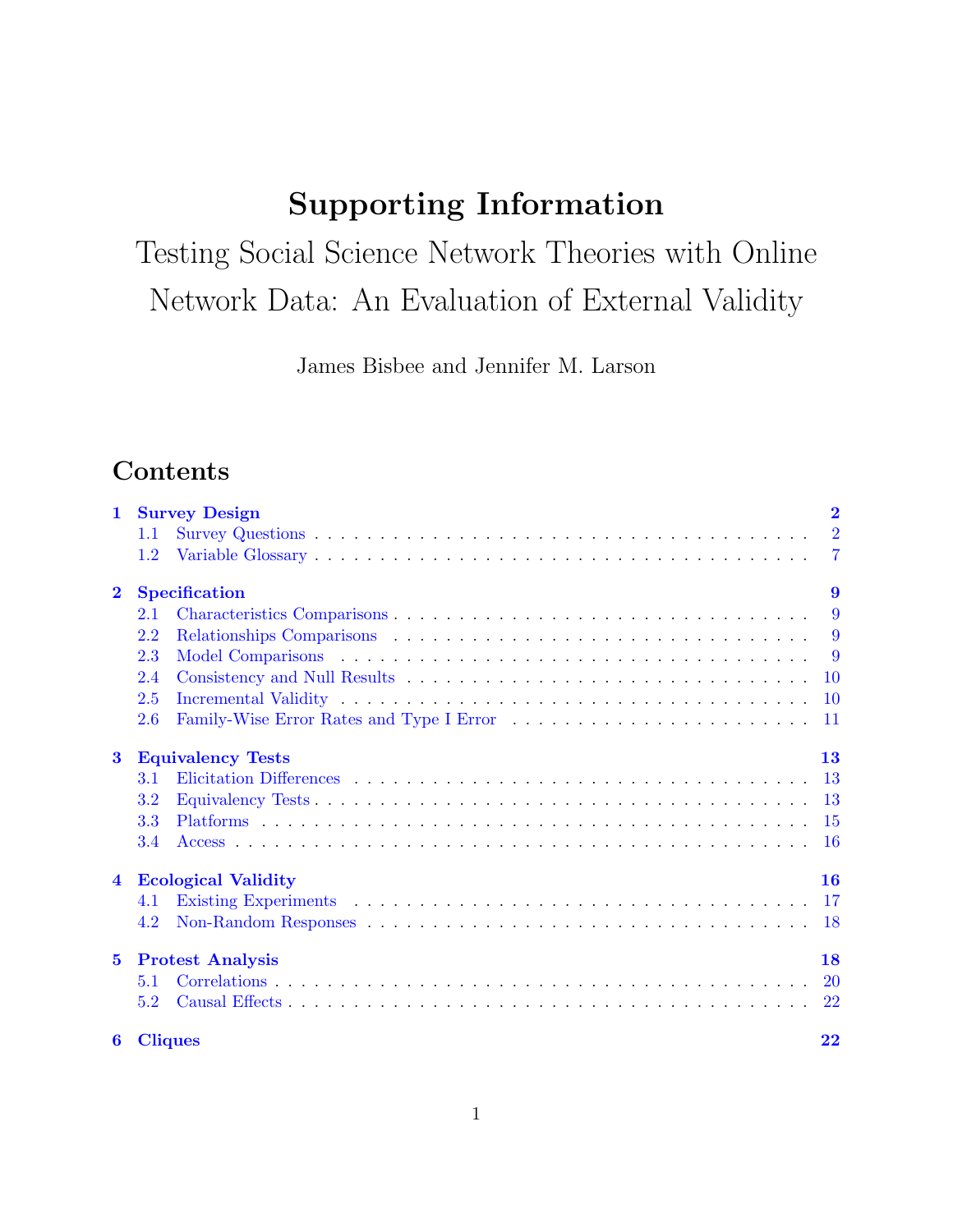# Supporting Information

## Testing Social Science Network Theories with Online Network Data: An Evaluation of External Validity

James Bisbee and Jennifer M. Larson

## Contents

**1 Survey Design** — 2
- 1.1 Survey Questions — 2
- 1.2 Variable Glossary — 7

**2 Specification** — 9
- 2.1 Characteristics Comparisons — 9
- 2.2 Relationships Comparisons — 9
- 2.3 Model Comparisons — 9
- 2.4 Consistency and Null Results — 10
- 2.5 Incremental Validity — 10
- 2.6 Family-Wise Error Rates and Type I Error — 11

**3 Equivalency Tests** — 13
- 3.1 Elicitation Differences — 13
- 3.2 Equivalency Tests — 13
- 3.3 Platforms — 15
- 3.4 Access — 16

**4 Ecological Validity** — 16
- 4.1 Existing Experiments — 17
- 4.2 Non-Random Responses — 18

**5 Protest Analysis** — 18
- 5.1 Correlations — 20
- 5.2 Causal Effects — 22

**6 Cliques** — 22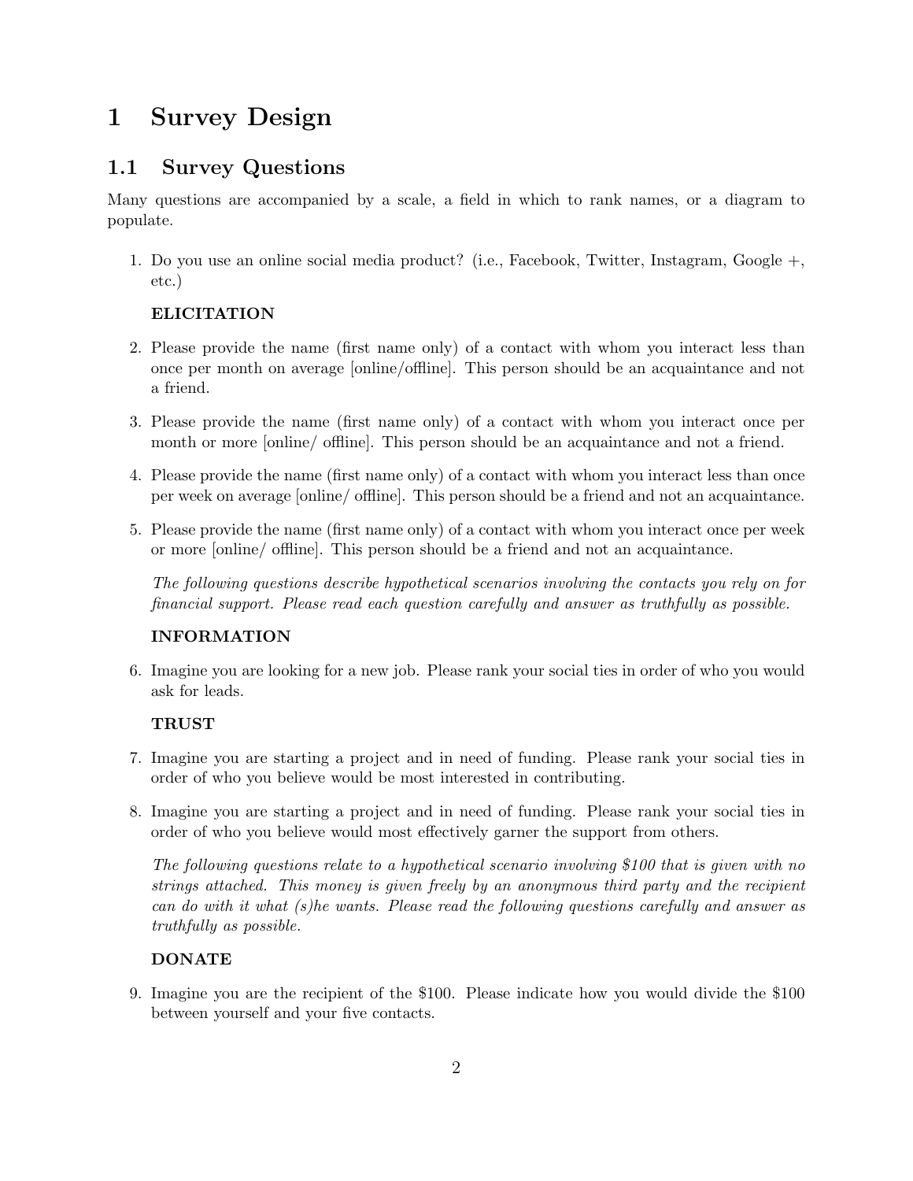# 1 Survey Design

## 1.1 Survey Questions

Many questions are accompanied by a scale, a field in which to rank names, or a diagram to populate.

1. Do you use an online social media product? (i.e., Facebook, Twitter, Instagram, Google +, etc.)

   **ELICITATION**

2. Please provide the name (first name only) of a contact with whom you interact less than once per month on average [online/offline]. This person should be an acquaintance and not a friend.

3. Please provide the name (first name only) of a contact with whom you interact once per month or more [online/ offline]. This person should be an acquaintance and not a friend.

4. Please provide the name (first name only) of a contact with whom you interact less than once per week on average [online/ offline]. This person should be a friend and not an acquaintance.

5. Please provide the name (first name only) of a contact with whom you interact once per week or more [online/ offline]. This person should be a friend and not an acquaintance.

   *The following questions describe hypothetical scenarios involving the contacts you rely on for financial support. Please read each question carefully and answer as truthfully as possible.*

   **INFORMATION**

6. Imagine you are looking for a new job. Please rank your social ties in order of who you would ask for leads.

   **TRUST**

7. Imagine you are starting a project and in need of funding. Please rank your social ties in order of who you believe would be most interested in contributing.

8. Imagine you are starting a project and in need of funding. Please rank your social ties in order of who you believe would most effectively garner the support from others.

   *The following questions relate to a hypothetical scenario involving $100 that is given with no strings attached. This money is given freely by an anonymous third party and the recipient can do with it what (s)he wants. Please read the following questions carefully and answer as truthfully as possible.*

   **DONATE**

9. Imagine you are the recipient of the $100. Please indicate how you would divide the $100 between yourself and your five contacts.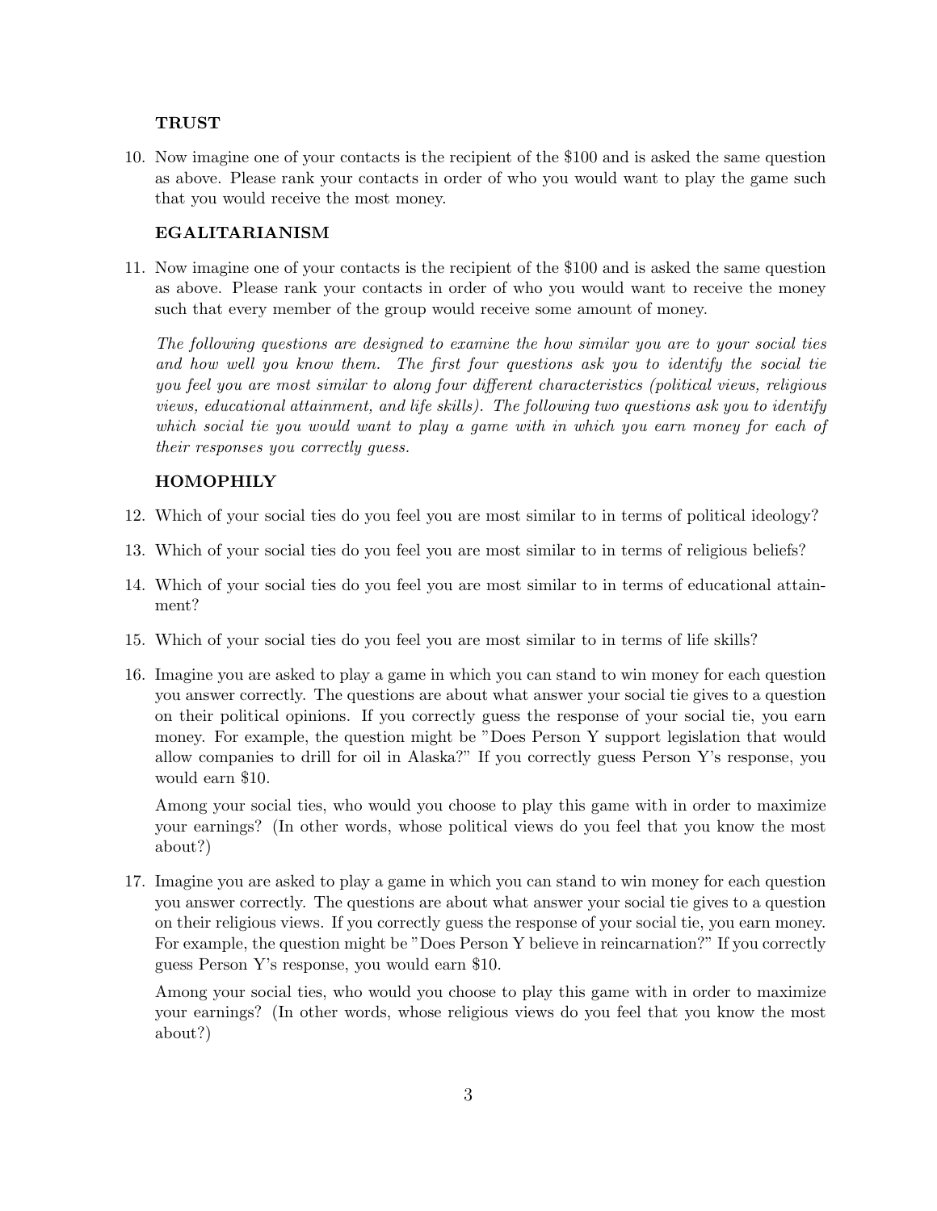**TRUST**

10. Now imagine one of your contacts is the recipient of the $100 and is asked the same question as above. Please rank your contacts in order of who you would want to play the game such that you would receive the most money.

**EGALITARIANISM**

11. Now imagine one of your contacts is the recipient of the $100 and is asked the same question as above. Please rank your contacts in order of who you would want to receive the money such that every member of the group would receive some amount of money.

    *The following questions are designed to examine the how similar you are to your social ties and how well you know them. The first four questions ask you to identify the social tie you feel you are most similar to along four different characteristics (political views, religious views, educational attainment, and life skills). The following two questions ask you to identify which social tie you would want to play a game with in which you earn money for each of their responses you correctly guess.*

**HOMOPHILY**

12. Which of your social ties do you feel you are most similar to in terms of political ideology?

13. Which of your social ties do you feel you are most similar to in terms of religious beliefs?

14. Which of your social ties do you feel you are most similar to in terms of educational attainment?

15. Which of your social ties do you feel you are most similar to in terms of life skills?

16. Imagine you are asked to play a game in which you can stand to win money for each question you answer correctly. The questions are about what answer your social tie gives to a question on their political opinions. If you correctly guess the response of your social tie, you earn money. For example, the question might be "Does Person Y support legislation that would allow companies to drill for oil in Alaska?" If you correctly guess Person Y's response, you would earn $10.

    Among your social ties, who would you choose to play this game with in order to maximize your earnings? (In other words, whose political views do you feel that you know the most about?)

17. Imagine you are asked to play a game in which you can stand to win money for each question you answer correctly. The questions are about what answer your social tie gives to a question on their religious views. If you correctly guess the response of your social tie, you earn money. For example, the question might be "Does Person Y believe in reincarnation?" If you correctly guess Person Y's response, you would earn $10.

    Among your social ties, who would you choose to play this game with in order to maximize your earnings? (In other words, whose religious views do you feel that you know the most about?)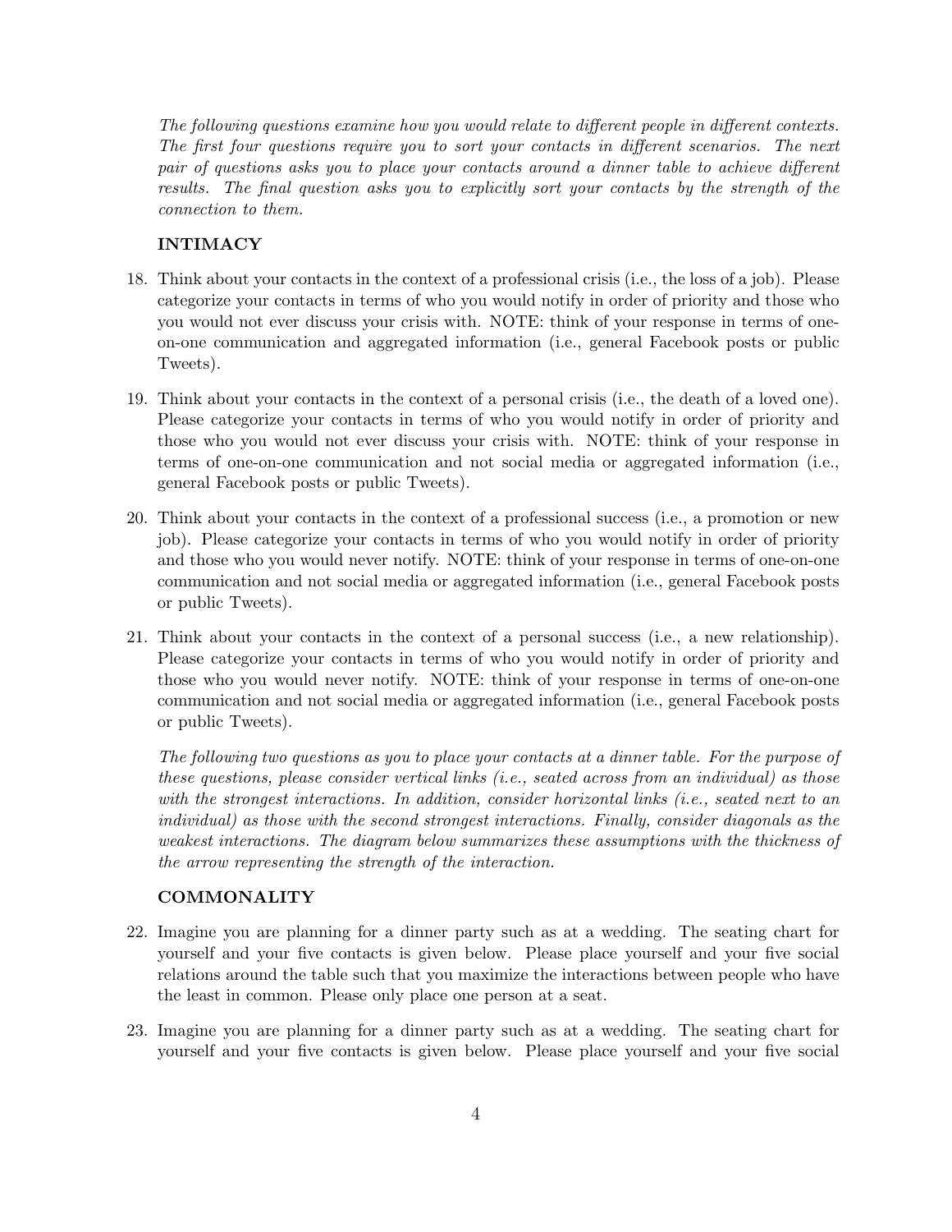*The following questions examine how you would relate to different people in different contexts. The first four questions require you to sort your contacts in different scenarios. The next pair of questions asks you to place your contacts around a dinner table to achieve different results. The final question asks you to explicitly sort your contacts by the strength of the connection to them.*

**INTIMACY**

18. Think about your contacts in the context of a professional crisis (i.e., the loss of a job). Please categorize your contacts in terms of who you would notify in order of priority and those who you would not ever discuss your crisis with. NOTE: think of your response in terms of one-on-one communication and aggregated information (i.e., general Facebook posts or public Tweets).

19. Think about your contacts in the context of a personal crisis (i.e., the death of a loved one). Please categorize your contacts in terms of who you would notify in order of priority and those who you would not ever discuss your crisis with. NOTE: think of your response in terms of one-on-one communication and not social media or aggregated information (i.e., general Facebook posts or public Tweets).

20. Think about your contacts in the context of a professional success (i.e., a promotion or new job). Please categorize your contacts in terms of who you would notify in order of priority and those who you would never notify. NOTE: think of your response in terms of one-on-one communication and not social media or aggregated information (i.e., general Facebook posts or public Tweets).

21. Think about your contacts in the context of a personal success (i.e., a new relationship). Please categorize your contacts in terms of who you would notify in order of priority and those who you would never notify. NOTE: think of your response in terms of one-on-one communication and not social media or aggregated information (i.e., general Facebook posts or public Tweets).

*The following two questions as you to place your contacts at a dinner table. For the purpose of these questions, please consider vertical links (i.e., seated across from an individual) as those with the strongest interactions. In addition, consider horizontal links (i.e., seated next to an individual) as those with the second strongest interactions. Finally, consider diagonals as the weakest interactions. The diagram below summarizes these assumptions with the thickness of the arrow representing the strength of the interaction.*

**COMMONALITY**

22. Imagine you are planning for a dinner party such as at a wedding. The seating chart for yourself and your five contacts is given below. Please place yourself and your five social relations around the table such that you maximize the interactions between people who have the least in common. Please only place one person at a seat.

23. Imagine you are planning for a dinner party such as at a wedding. The seating chart for yourself and your five contacts is given below. Please place yourself and your five social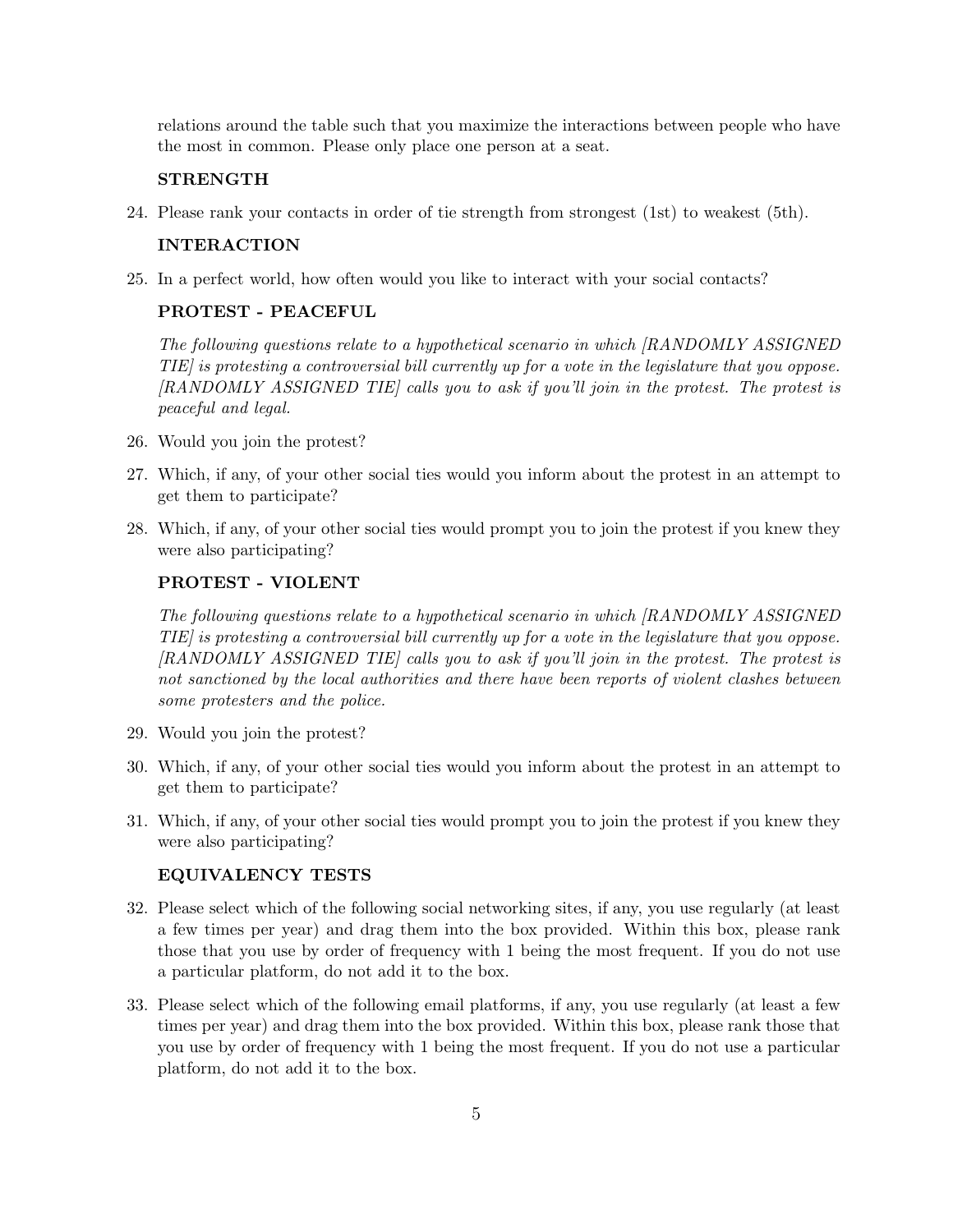relations around the table such that you maximize the interactions between people who have the most in common. Please only place one person at a seat.

**STRENGTH**

24. Please rank your contacts in order of tie strength from strongest (1st) to weakest (5th).

**INTERACTION**

25. In a perfect world, how often would you like to interact with your social contacts?

**PROTEST - PEACEFUL**

*The following questions relate to a hypothetical scenario in which [RANDOMLY ASSIGNED TIE] is protesting a controversial bill currently up for a vote in the legislature that you oppose. [RANDOMLY ASSIGNED TIE] calls you to ask if you'll join in the protest. The protest is peaceful and legal.*

26. Would you join the protest?
27. Which, if any, of your other social ties would you inform about the protest in an attempt to get them to participate?
28. Which, if any, of your other social ties would prompt you to join the protest if you knew they were also participating?

**PROTEST - VIOLENT**

*The following questions relate to a hypothetical scenario in which [RANDOMLY ASSIGNED TIE] is protesting a controversial bill currently up for a vote in the legislature that you oppose. [RANDOMLY ASSIGNED TIE] calls you to ask if you'll join in the protest. The protest is not sanctioned by the local authorities and there have been reports of violent clashes between some protesters and the police.*

29. Would you join the protest?
30. Which, if any, of your other social ties would you inform about the protest in an attempt to get them to participate?
31. Which, if any, of your other social ties would prompt you to join the protest if you knew they were also participating?

**EQUIVALENCY TESTS**

32. Please select which of the following social networking sites, if any, you use regularly (at least a few times per year) and drag them into the box provided. Within this box, please rank those that you use by order of frequency with 1 being the most frequent. If you do not use a particular platform, do not add it to the box.
33. Please select which of the following email platforms, if any, you use regularly (at least a few times per year) and drag them into the box provided. Within this box, please rank those that you use by order of frequency with 1 being the most frequent. If you do not use a particular platform, do not add it to the box.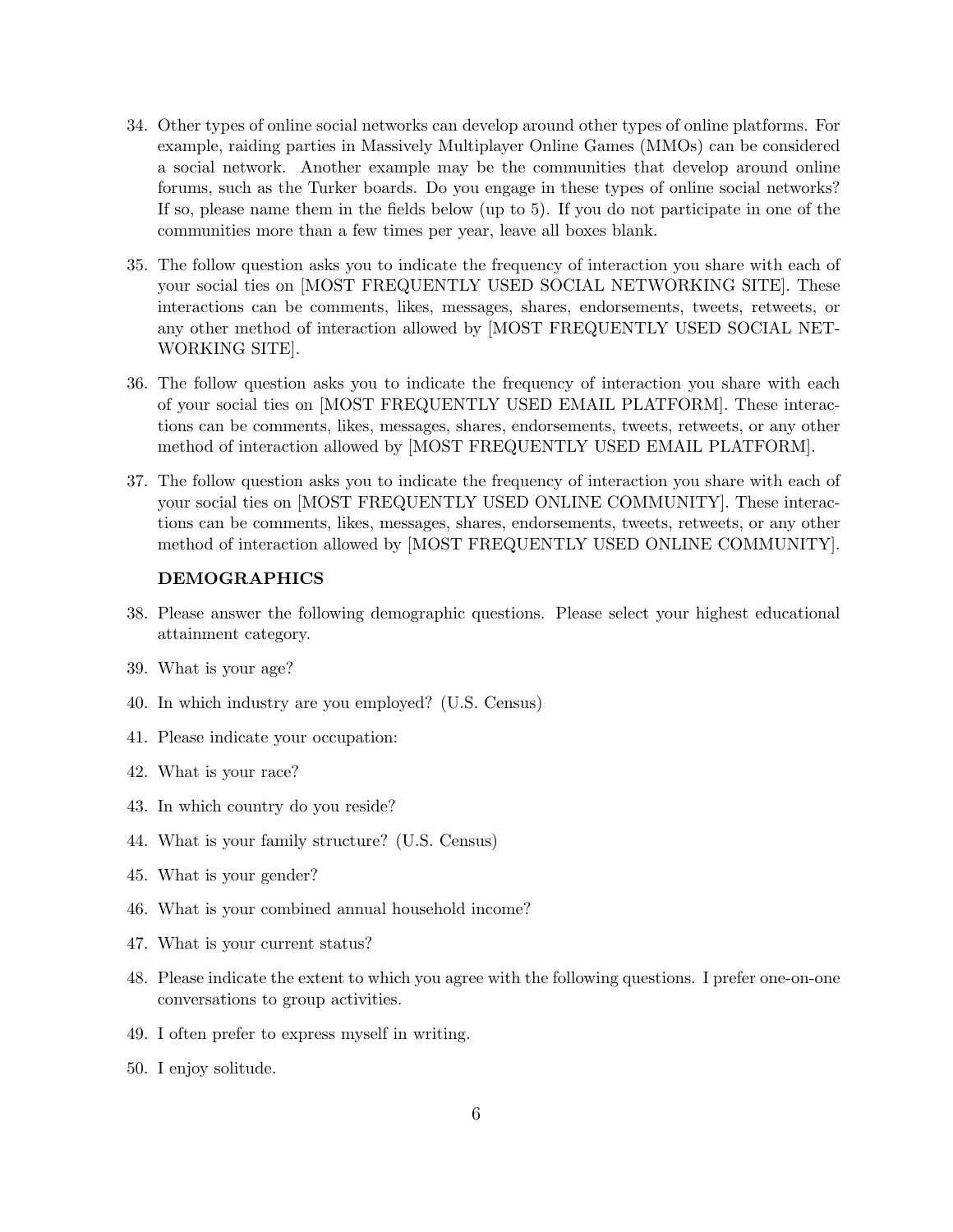34. Other types of online social networks can develop around other types of online platforms. For example, raiding parties in Massively Multiplayer Online Games (MMOs) can be considered a social network. Another example may be the communities that develop around online forums, such as the Turker boards. Do you engage in these types of online social networks? If so, please name them in the fields below (up to 5). If you do not participate in one of the communities more than a few times per year, leave all boxes blank.
35. The follow question asks you to indicate the frequency of interaction you share with each of your social ties on [MOST FREQUENTLY USED SOCIAL NETWORKING SITE]. These interactions can be comments, likes, messages, shares, endorsements, tweets, retweets, or any other method of interaction allowed by [MOST FREQUENTLY USED SOCIAL NETWORKING SITE].
36. The follow question asks you to indicate the frequency of interaction you share with each of your social ties on [MOST FREQUENTLY USED EMAIL PLATFORM]. These interactions can be comments, likes, messages, shares, endorsements, tweets, retweets, or any other method of interaction allowed by [MOST FREQUENTLY USED EMAIL PLATFORM].
37. The follow question asks you to indicate the frequency of interaction you share with each of your social ties on [MOST FREQUENTLY USED ONLINE COMMUNITY]. These interactions can be comments, likes, messages, shares, endorsements, tweets, retweets, or any other method of interaction allowed by [MOST FREQUENTLY USED ONLINE COMMUNITY].

**DEMOGRAPHICS**

38. Please answer the following demographic questions. Please select your highest educational attainment category.
39. What is your age?
40. In which industry are you employed? (U.S. Census)
41. Please indicate your occupation:
42. What is your race?
43. In which country do you reside?
44. What is your family structure? (U.S. Census)
45. What is your gender?
46. What is your combined annual household income?
47. What is your current status?
48. Please indicate the extent to which you agree with the following questions. I prefer one-on-one conversations to group activities.
49. I often prefer to express myself in writing.
50. I enjoy solitude.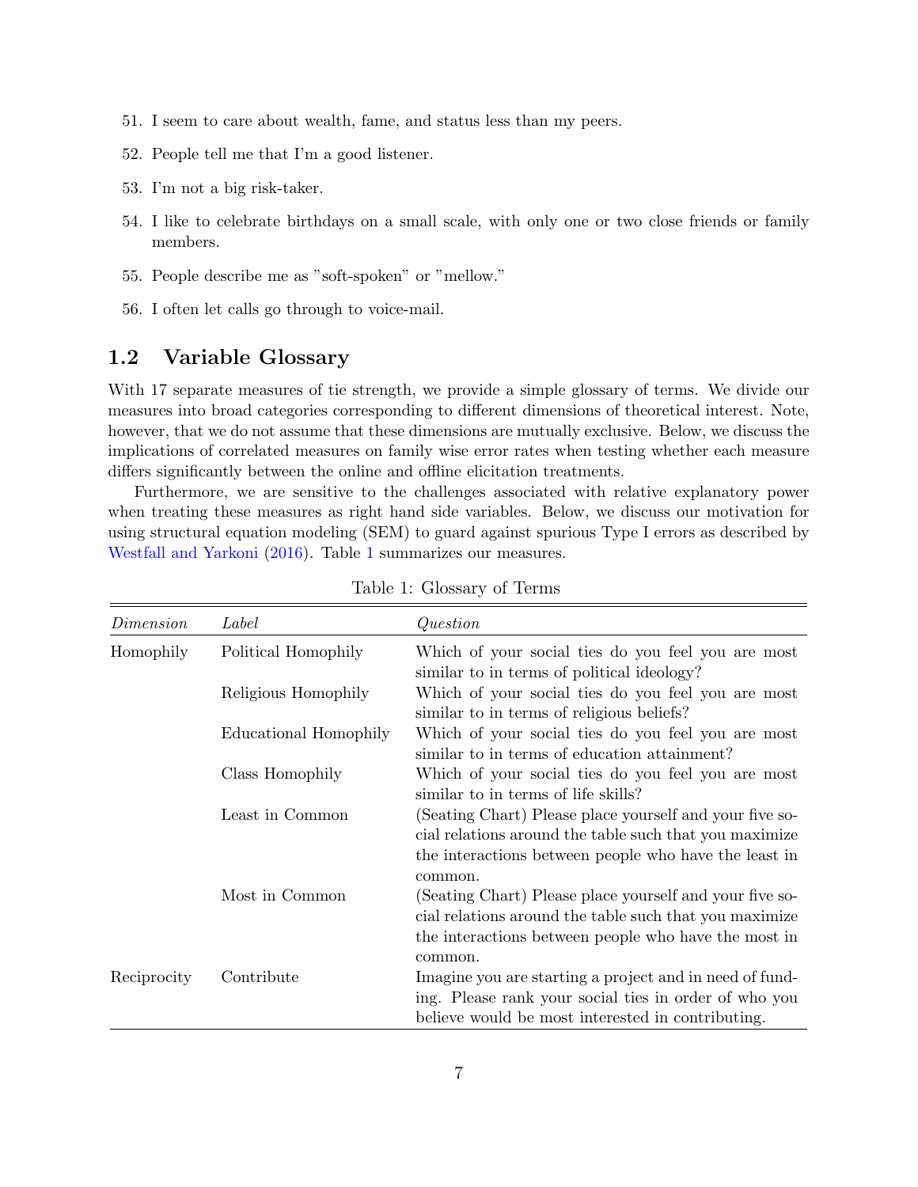51. I seem to care about wealth, fame, and status less than my peers.

52. People tell me that I'm a good listener.

53. I'm not a big risk-taker.

54. I like to celebrate birthdays on a small scale, with only one or two close friends or family members.

55. People describe me as "soft-spoken" or "mellow."

56. I often let calls go through to voice-mail.

## 1.2 Variable Glossary

With 17 separate measures of tie strength, we provide a simple glossary of terms. We divide our measures into broad categories corresponding to different dimensions of theoretical interest. Note, however, that we do not assume that these dimensions are mutually exclusive. Below, we discuss the implications of correlated measures on family wise error rates when testing whether each measure differs significantly between the online and offline elicitation treatments.

Furthermore, we are sensitive to the challenges associated with relative explanatory power when treating these measures as right hand side variables. Below, we discuss our motivation for using structural equation modeling (SEM) to guard against spurious Type I errors as described by Westfall and Yarkoni (2016). Table 1 summarizes our measures.

Table 1: Glossary of Terms

| *Dimension* | *Label* | *Question* |
|---|---|---|
| Homophily | Political Homophily | Which of your social ties do you feel you are most similar to in terms of political ideology? |
| | Religious Homophily | Which of your social ties do you feel you are most similar to in terms of religious beliefs? |
| | Educational Homophily | Which of your social ties do you feel you are most similar to in terms of education attainment? |
| | Class Homophily | Which of your social ties do you feel you are most similar to in terms of life skills? |
| | Least in Common | (Seating Chart) Please place yourself and your five social relations around the table such that you maximize the interactions between people who have the least in common. |
| | Most in Common | (Seating Chart) Please place yourself and your five social relations around the table such that you maximize the interactions between people who have the most in common. |
| Reciprocity | Contribute | Imagine you are starting a project and in need of funding. Please rank your social ties in order of who you believe would be most interested in contributing. |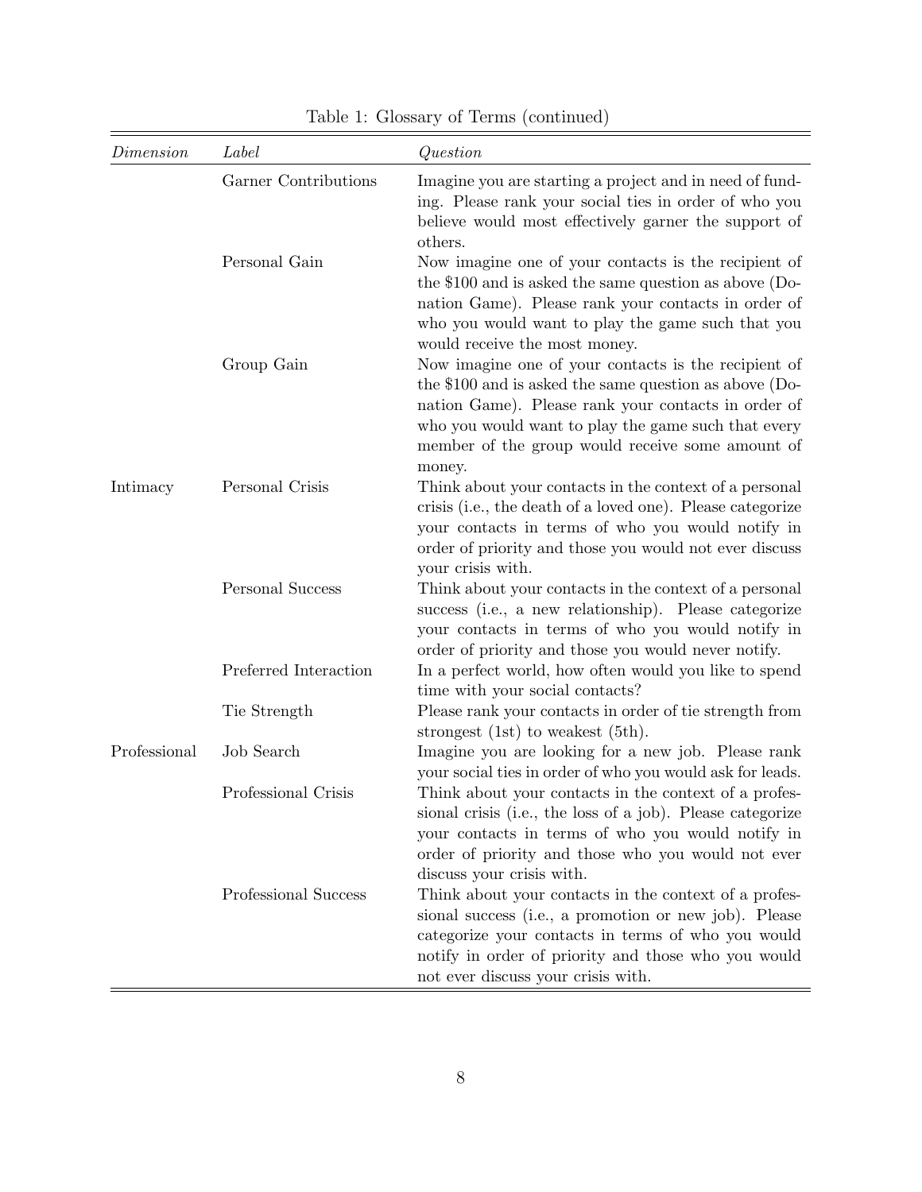Table 1: Glossary of Terms (continued)

| *Dimension* | *Label* | *Question* |
|---|---|---|
| | Garner Contributions | Imagine you are starting a project and in need of funding. Please rank your social ties in order of who you believe would most effectively garner the support of others. |
| | Personal Gain | Now imagine one of your contacts is the recipient of the $100 and is asked the same question as above (Donation Game). Please rank your contacts in order of who you would want to play the game such that you would receive the most money. |
| | Group Gain | Now imagine one of your contacts is the recipient of the $100 and is asked the same question as above (Donation Game). Please rank your contacts in order of who you would want to play the game such that every member of the group would receive some amount of money. |
| Intimacy | Personal Crisis | Think about your contacts in the context of a personal crisis (i.e., the death of a loved one). Please categorize your contacts in terms of who you would notify in order of priority and those you would not ever discuss your crisis with. |
| | Personal Success | Think about your contacts in the context of a personal success (i.e., a new relationship). Please categorize your contacts in terms of who you would notify in order of priority and those you would never notify. |
| | Preferred Interaction | In a perfect world, how often would you like to spend time with your social contacts? |
| | Tie Strength | Please rank your contacts in order of tie strength from strongest (1st) to weakest (5th). |
| Professional | Job Search | Imagine you are looking for a new job. Please rank your social ties in order of who you would ask for leads. |
| | Professional Crisis | Think about your contacts in the context of a professional crisis (i.e., the loss of a job). Please categorize your contacts in terms of who you would notify in order of priority and those who you would not ever discuss your crisis with. |
| | Professional Success | Think about your contacts in the context of a professional success (i.e., a promotion or new job). Please categorize your contacts in terms of who you would notify in order of priority and those who you would not ever discuss your crisis with. |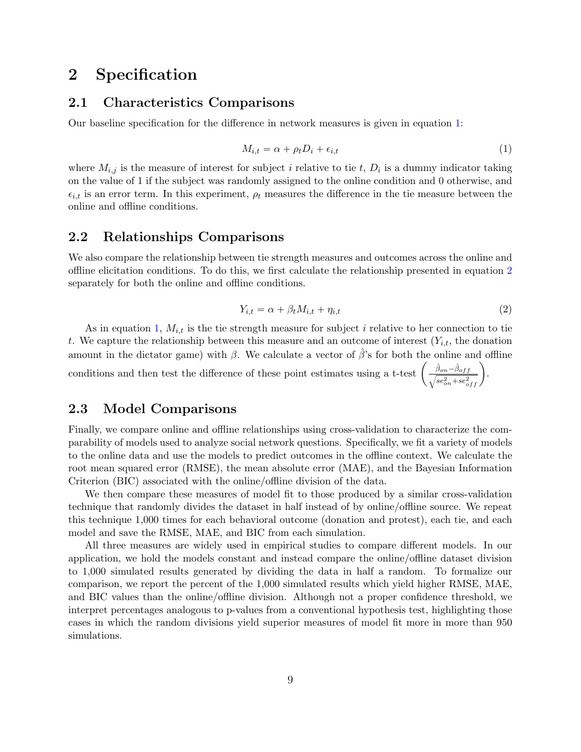# 2 Specification

## 2.1 Characteristics Comparisons

Our baseline specification for the difference in network measures is given in equation 1:

$$M_{i,t} = \alpha + \rho_t D_i + \epsilon_{i,t} \tag{1}$$

where $M_{i,j}$ is the measure of interest for subject $i$ relative to tie $t$, $D_i$ is a dummy indicator taking on the value of 1 if the subject was randomly assigned to the online condition and 0 otherwise, and $\epsilon_{i,t}$ is an error term. In this experiment, $\rho_t$ measures the difference in the tie measure between the online and offline conditions.

## 2.2 Relationships Comparisons

We also compare the relationship between tie strength measures and outcomes across the online and offline elicitation conditions. To do this, we first calculate the relationship presented in equation 2 separately for both the online and offline conditions.

$$Y_{i,t} = \alpha + \beta_t M_{i,t} + \eta_{i,t} \tag{2}$$

As in equation 1, $M_{i,t}$ is the tie strength measure for subject $i$ relative to her connection to tie $t$. We capture the relationship between this measure and an outcome of interest ($Y_{i,t}$, the donation amount in the dictator game) with $\beta$. We calculate a vector of $\hat{\beta}$'s for both the online and offline conditions and then test the difference of these point estimates using a t-test $\left(\frac{\hat{\beta}_{on} - \hat{\beta}_{off}}{\sqrt{se_{on}^2 + se_{off}^2}}\right)$.

## 2.3 Model Comparisons

Finally, we compare online and offline relationships using cross-validation to characterize the comparability of models used to analyze social network questions. Specifically, we fit a variety of models to the online data and use the models to predict outcomes in the offline context. We calculate the root mean squared error (RMSE), the mean absolute error (MAE), and the Bayesian Information Criterion (BIC) associated with the online/offline division of the data.

We then compare these measures of model fit to those produced by a similar cross-validation technique that randomly divides the dataset in half instead of by online/offline source. We repeat this technique 1,000 times for each behavioral outcome (donation and protest), each tie, and each model and save the RMSE, MAE, and BIC from each simulation.

All three measures are widely used in empirical studies to compare different models. In our application, we hold the models constant and instead compare the online/offline dataset division to 1,000 simulated results generated by dividing the data in half a random. To formalize our comparison, we report the percent of the 1,000 simulated results which yield higher RMSE, MAE, and BIC values than the online/offline division. Although not a proper confidence threshold, we interpret percentages analogous to p-values from a conventional hypothesis test, highlighting those cases in which the random divisions yield superior measures of model fit more in more than 950 simulations.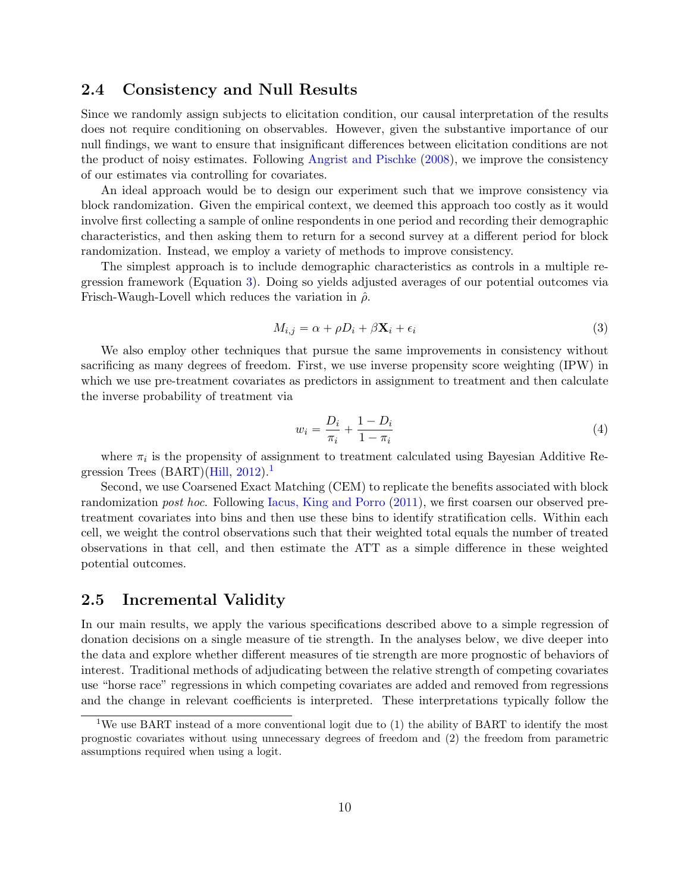## 2.4 Consistency and Null Results

Since we randomly assign subjects to elicitation condition, our causal interpretation of the results does not require conditioning on observables. However, given the substantive importance of our null findings, we want to ensure that insignificant differences between elicitation conditions are not the product of noisy estimates. Following Angrist and Pischke (2008), we improve the consistency of our estimates via controlling for covariates.

An ideal approach would be to design our experiment such that we improve consistency via block randomization. Given the empirical context, we deemed this approach too costly as it would involve first collecting a sample of online respondents in one period and recording their demographic characteristics, and then asking them to return for a second survey at a different period for block randomization. Instead, we employ a variety of methods to improve consistency.

The simplest approach is to include demographic characteristics as controls in a multiple regression framework (Equation 3). Doing so yields adjusted averages of our potential outcomes via Frisch-Waugh-Lovell which reduces the variation in $\hat{\rho}$.

$$M_{i,j} = \alpha + \rho D_i + \beta \mathbf{X}_i + \epsilon_i \tag{3}$$

We also employ other techniques that pursue the same improvements in consistency without sacrificing as many degrees of freedom. First, we use inverse propensity score weighting (IPW) in which we use pre-treatment covariates as predictors in assignment to treatment and then calculate the inverse probability of treatment via

$$w_i = \frac{D_i}{\pi_i} + \frac{1 - D_i}{1 - \pi_i} \tag{4}$$

where $\pi_i$ is the propensity of assignment to treatment calculated using Bayesian Additive Regression Trees (BART)(Hill, 2012).[1]

Second, we use Coarsened Exact Matching (CEM) to replicate the benefits associated with block randomization *post hoc*. Following Iacus, King and Porro (2011), we first coarsen our observed pre-treatment covariates into bins and then use these bins to identify stratification cells. Within each cell, we weight the control observations such that their weighted total equals the number of treated observations in that cell, and then estimate the ATT as a simple difference in these weighted potential outcomes.

## 2.5 Incremental Validity

In our main results, we apply the various specifications described above to a simple regression of donation decisions on a single measure of tie strength. In the analyses below, we dive deeper into the data and explore whether different measures of tie strength are more prognostic of behaviors of interest. Traditional methods of adjudicating between the relative strength of competing covariates use "horse race" regressions in which competing covariates are added and removed from regressions and the change in relevant coefficients is interpreted. These interpretations typically follow the

[1] We use BART instead of a more conventional logit due to (1) the ability of BART to identify the most prognostic covariates without using unnecessary degrees of freedom and (2) the freedom from parametric assumptions required when using a logit.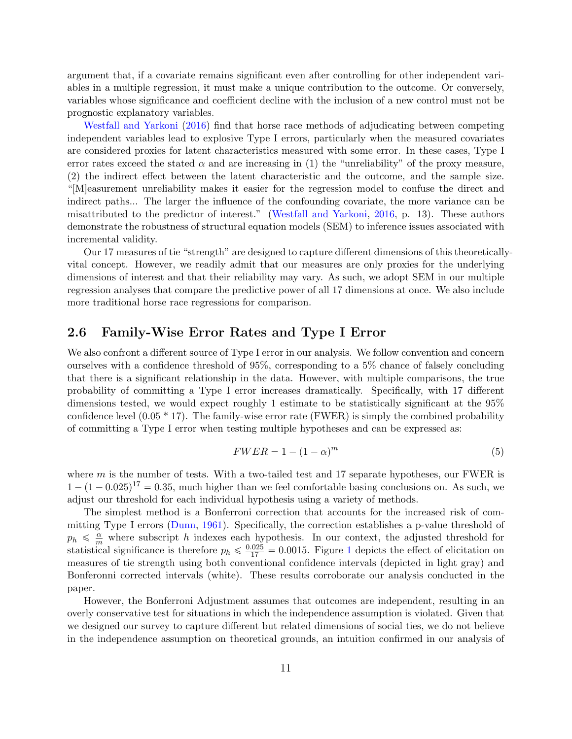argument that, if a covariate remains significant even after controlling for other independent variables in a multiple regression, it must make a unique contribution to the outcome. Or conversely, variables whose significance and coefficient decline with the inclusion of a new control must not be prognostic explanatory variables.

Westfall and Yarkoni (2016) find that horse race methods of adjudicating between competing independent variables lead to explosive Type I errors, particularly when the measured covariates are considered proxies for latent characteristics measured with some error. In these cases, Type I error rates exceed the stated $\alpha$ and are increasing in (1) the "unreliability" of the proxy measure, (2) the indirect effect between the latent characteristic and the outcome, and the sample size. "[M]easurement unreliability makes it easier for the regression model to confuse the direct and indirect paths... The larger the influence of the confounding covariate, the more variance can be misattributed to the predictor of interest." (Westfall and Yarkoni, 2016, p. 13). These authors demonstrate the robustness of structural equation models (SEM) to inference issues associated with incremental validity.

Our 17 measures of tie "strength" are designed to capture different dimensions of this theoretically-vital concept. However, we readily admit that our measures are only proxies for the underlying dimensions of interest and that their reliability may vary. As such, we adopt SEM in our multiple regression analyses that compare the predictive power of all 17 dimensions at once. We also include more traditional horse race regressions for comparison.

## 2.6 Family-Wise Error Rates and Type I Error

We also confront a different source of Type I error in our analysis. We follow convention and concern ourselves with a confidence threshold of 95%, corresponding to a 5% chance of falsely concluding that there is a significant relationship in the data. However, with multiple comparisons, the true probability of committing a Type I error increases dramatically. Specifically, with 17 different dimensions tested, we would expect roughly 1 estimate to be statistically significant at the 95% confidence level (0.05 * 17). The family-wise error rate (FWER) is simply the combined probability of committing a Type I error when testing multiple hypotheses and can be expressed as:

$$FWER = 1 - (1 - \alpha)^m \tag{5}$$

where $m$ is the number of tests. With a two-tailed test and 17 separate hypotheses, our FWER is $1 - (1 - 0.025)^{17} = 0.35$, much higher than we feel comfortable basing conclusions on. As such, we adjust our threshold for each individual hypothesis using a variety of methods.

The simplest method is a Bonferroni correction that accounts for the increased risk of committing Type I errors (Dunn, 1961). Specifically, the correction establishes a p-value threshold of $p_h \leqslant \frac{\alpha}{m}$ where subscript $h$ indexes each hypothesis. In our context, the adjusted threshold for statistical significance is therefore $p_h \leqslant \frac{0.025}{17} = 0.0015$. Figure 1 depicts the effect of elicitation on measures of tie strength using both conventional confidence intervals (depicted in light gray) and Bonferonni corrected intervals (white). These results corroborate our analysis conducted in the paper.

However, the Bonferroni Adjustment assumes that outcomes are independent, resulting in an overly conservative test for situations in which the independence assumption is violated. Given that we designed our survey to capture different but related dimensions of social ties, we do not believe in the independence assumption on theoretical grounds, an intuition confirmed in our analysis of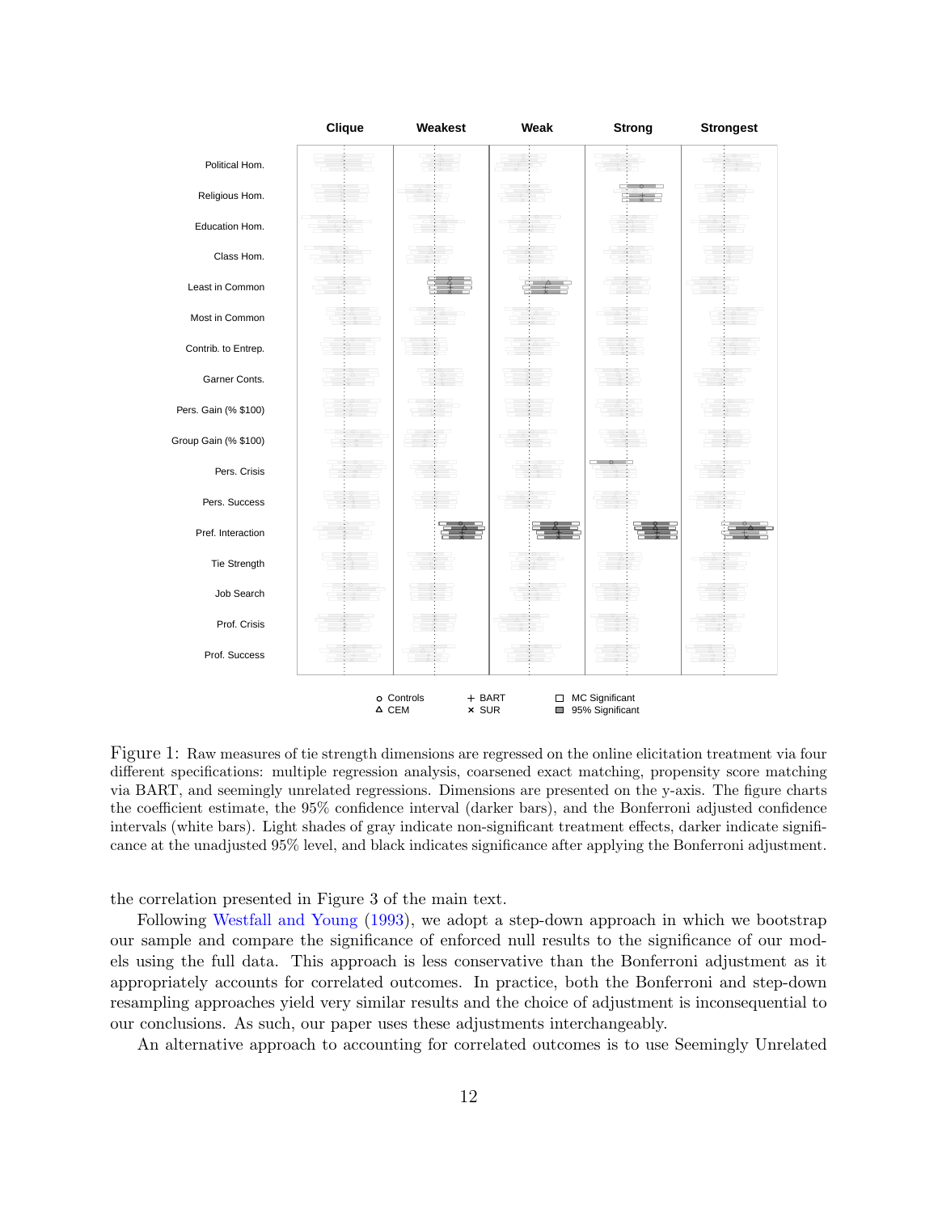Figure 1: Raw measures of tie strength dimensions are regressed on the online elicitation treatment via four different specifications: multiple regression analysis, coarsened exact matching, propensity score matching via BART, and seemingly unrelated regressions. Dimensions are presented on the y-axis. The figure charts the coefficient estimate, the 95% confidence interval (darker bars), and the Bonferroni adjusted confidence intervals (white bars). Light shades of gray indicate non-significant treatment effects, darker indicate significance at the unadjusted 95% level, and black indicates significance after applying the Bonferroni adjustment.

the correlation presented in Figure 3 of the main text.

Following Westfall and Young (1993), we adopt a step-down approach in which we bootstrap our sample and compare the significance of enforced null results to the significance of our models using the full data. This approach is less conservative than the Bonferroni adjustment as it appropriately accounts for correlated outcomes. In practice, both the Bonferroni and step-down resampling approaches yield very similar results and the choice of adjustment is inconsequential to our conclusions. As such, our paper uses these adjustments interchangeably.

An alternative approach to accounting for correlated outcomes is to use Seemingly Unrelated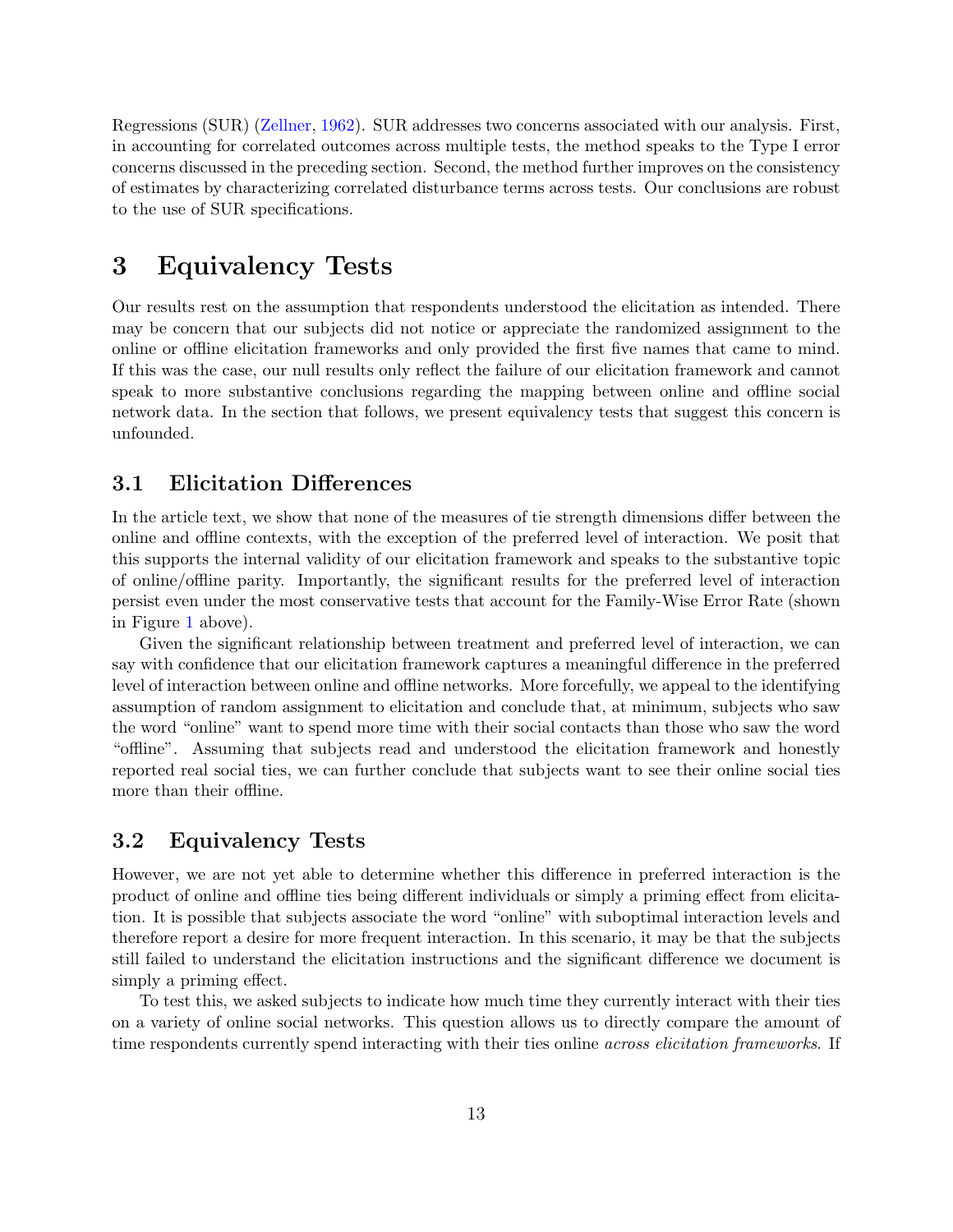Regressions (SUR) (Zellner, 1962). SUR addresses two concerns associated with our analysis. First, in accounting for correlated outcomes across multiple tests, the method speaks to the Type I error concerns discussed in the preceding section. Second, the method further improves on the consistency of estimates by characterizing correlated disturbance terms across tests. Our conclusions are robust to the use of SUR specifications.

# 3 Equivalency Tests

Our results rest on the assumption that respondents understood the elicitation as intended. There may be concern that our subjects did not notice or appreciate the randomized assignment to the online or offline elicitation frameworks and only provided the first five names that came to mind. If this was the case, our null results only reflect the failure of our elicitation framework and cannot speak to more substantive conclusions regarding the mapping between online and offline social network data. In the section that follows, we present equivalency tests that suggest this concern is unfounded.

## 3.1 Elicitation Differences

In the article text, we show that none of the measures of tie strength dimensions differ between the online and offline contexts, with the exception of the preferred level of interaction. We posit that this supports the internal validity of our elicitation framework and speaks to the substantive topic of online/offline parity. Importantly, the significant results for the preferred level of interaction persist even under the most conservative tests that account for the Family-Wise Error Rate (shown in Figure 1 above).

Given the significant relationship between treatment and preferred level of interaction, we can say with confidence that our elicitation framework captures a meaningful difference in the preferred level of interaction between online and offline networks. More forcefully, we appeal to the identifying assumption of random assignment to elicitation and conclude that, at minimum, subjects who saw the word "online" want to spend more time with their social contacts than those who saw the word "offline". Assuming that subjects read and understood the elicitation framework and honestly reported real social ties, we can further conclude that subjects want to see their online social ties more than their offline.

## 3.2 Equivalency Tests

However, we are not yet able to determine whether this difference in preferred interaction is the product of online and offline ties being different individuals or simply a priming effect from elicitation. It is possible that subjects associate the word "online" with suboptimal interaction levels and therefore report a desire for more frequent interaction. In this scenario, it may be that the subjects still failed to understand the elicitation instructions and the significant difference we document is simply a priming effect.

To test this, we asked subjects to indicate how much time they currently interact with their ties on a variety of online social networks. This question allows us to directly compare the amount of time respondents currently spend interacting with their ties online *across elicitation frameworks*. If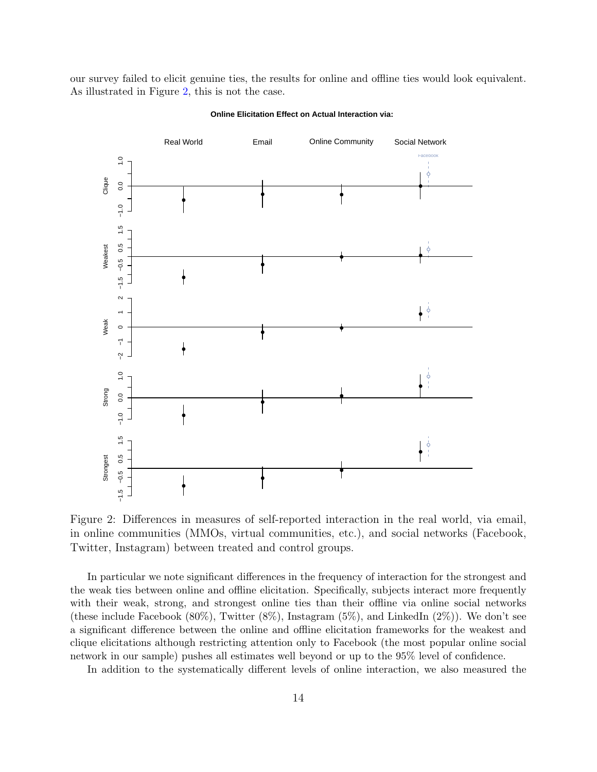our survey failed to elicit genuine ties, the results for online and offline ties would look equivalent. As illustrated in Figure 2, this is not the case.

Figure 2: Differences in measures of self-reported interaction in the real world, via email, in online communities (MMOs, virtual communities, etc.), and social networks (Facebook, Twitter, Instagram) between treated and control groups.

In particular we note significant differences in the frequency of interaction for the strongest and the weak ties between online and offline elicitation. Specifically, subjects interact more frequently with their weak, strong, and strongest online ties than their offline via online social networks (these include Facebook (80%), Twitter (8%), Instagram (5%), and LinkedIn (2%)). We don't see a significant difference between the online and offline elicitation frameworks for the weakest and clique elicitations although restricting attention only to Facebook (the most popular online social network in our sample) pushes all estimates well beyond or up to the 95% level of confidence.

In addition to the systematically different levels of online interaction, we also measured the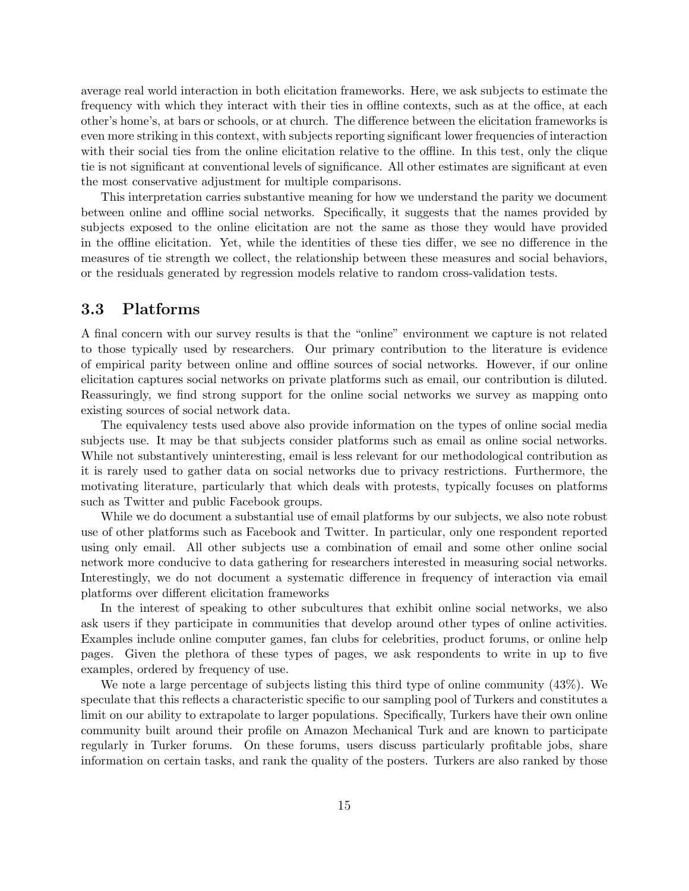average real world interaction in both elicitation frameworks. Here, we ask subjects to estimate the frequency with which they interact with their ties in offline contexts, such as at the office, at each other's home's, at bars or schools, or at church. The difference between the elicitation frameworks is even more striking in this context, with subjects reporting significant lower frequencies of interaction with their social ties from the online elicitation relative to the offline. In this test, only the clique tie is not significant at conventional levels of significance. All other estimates are significant at even the most conservative adjustment for multiple comparisons.

This interpretation carries substantive meaning for how we understand the parity we document between online and offline social networks. Specifically, it suggests that the names provided by subjects exposed to the online elicitation are not the same as those they would have provided in the offline elicitation. Yet, while the identities of these ties differ, we see no difference in the measures of tie strength we collect, the relationship between these measures and social behaviors, or the residuals generated by regression models relative to random cross-validation tests.

### 3.3 Platforms

A final concern with our survey results is that the "online" environment we capture is not related to those typically used by researchers. Our primary contribution to the literature is evidence of empirical parity between online and offline sources of social networks. However, if our online elicitation captures social networks on private platforms such as email, our contribution is diluted. Reassuringly, we find strong support for the online social networks we survey as mapping onto existing sources of social network data.

The equivalency tests used above also provide information on the types of online social media subjects use. It may be that subjects consider platforms such as email as online social networks. While not substantively uninteresting, email is less relevant for our methodological contribution as it is rarely used to gather data on social networks due to privacy restrictions. Furthermore, the motivating literature, particularly that which deals with protests, typically focuses on platforms such as Twitter and public Facebook groups.

While we do document a substantial use of email platforms by our subjects, we also note robust use of other platforms such as Facebook and Twitter. In particular, only one respondent reported using only email. All other subjects use a combination of email and some other online social network more conducive to data gathering for researchers interested in measuring social networks. Interestingly, we do not document a systematic difference in frequency of interaction via email platforms over different elicitation frameworks

In the interest of speaking to other subcultures that exhibit online social networks, we also ask users if they participate in communities that develop around other types of online activities. Examples include online computer games, fan clubs for celebrities, product forums, or online help pages. Given the plethora of these types of pages, we ask respondents to write in up to five examples, ordered by frequency of use.

We note a large percentage of subjects listing this third type of online community (43%). We speculate that this reflects a characteristic specific to our sampling pool of Turkers and constitutes a limit on our ability to extrapolate to larger populations. Specifically, Turkers have their own online community built around their profile on Amazon Mechanical Turk and are known to participate regularly in Turker forums. On these forums, users discuss particularly profitable jobs, share information on certain tasks, and rank the quality of the posters. Turkers are also ranked by those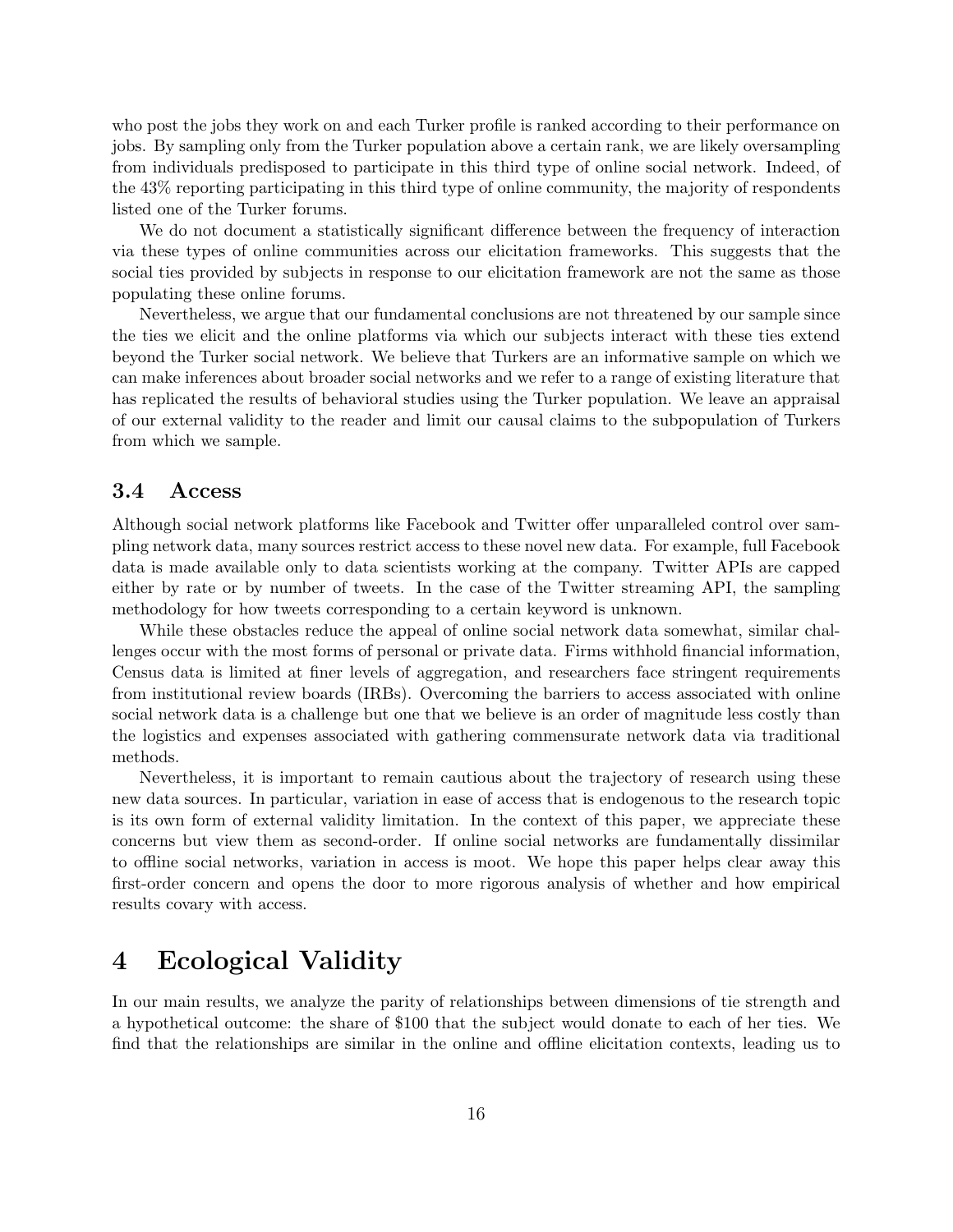who post the jobs they work on and each Turker profile is ranked according to their performance on jobs. By sampling only from the Turker population above a certain rank, we are likely oversampling from individuals predisposed to participate in this third type of online social network. Indeed, of the 43% reporting participating in this third type of online community, the majority of respondents listed one of the Turker forums.

We do not document a statistically significant difference between the frequency of interaction via these types of online communities across our elicitation frameworks. This suggests that the social ties provided by subjects in response to our elicitation framework are not the same as those populating these online forums.

Nevertheless, we argue that our fundamental conclusions are not threatened by our sample since the ties we elicit and the online platforms via which our subjects interact with these ties extend beyond the Turker social network. We believe that Turkers are an informative sample on which we can make inferences about broader social networks and we refer to a range of existing literature that has replicated the results of behavioral studies using the Turker population. We leave an appraisal of our external validity to the reader and limit our causal claims to the subpopulation of Turkers from which we sample.

### 3.4 Access

Although social network platforms like Facebook and Twitter offer unparalleled control over sampling network data, many sources restrict access to these novel new data. For example, full Facebook data is made available only to data scientists working at the company. Twitter APIs are capped either by rate or by number of tweets. In the case of the Twitter streaming API, the sampling methodology for how tweets corresponding to a certain keyword is unknown.

While these obstacles reduce the appeal of online social network data somewhat, similar challenges occur with the most forms of personal or private data. Firms withhold financial information, Census data is limited at finer levels of aggregation, and researchers face stringent requirements from institutional review boards (IRBs). Overcoming the barriers to access associated with online social network data is a challenge but one that we believe is an order of magnitude less costly than the logistics and expenses associated with gathering commensurate network data via traditional methods.

Nevertheless, it is important to remain cautious about the trajectory of research using these new data sources. In particular, variation in ease of access that is endogenous to the research topic is its own form of external validity limitation. In the context of this paper, we appreciate these concerns but view them as second-order. If online social networks are fundamentally dissimilar to offline social networks, variation in access is moot. We hope this paper helps clear away this first-order concern and opens the door to more rigorous analysis of whether and how empirical results covary with access.

## 4 Ecological Validity

In our main results, we analyze the parity of relationships between dimensions of tie strength and a hypothetical outcome: the share of \$100 that the subject would donate to each of her ties. We find that the relationships are similar in the online and offline elicitation contexts, leading us to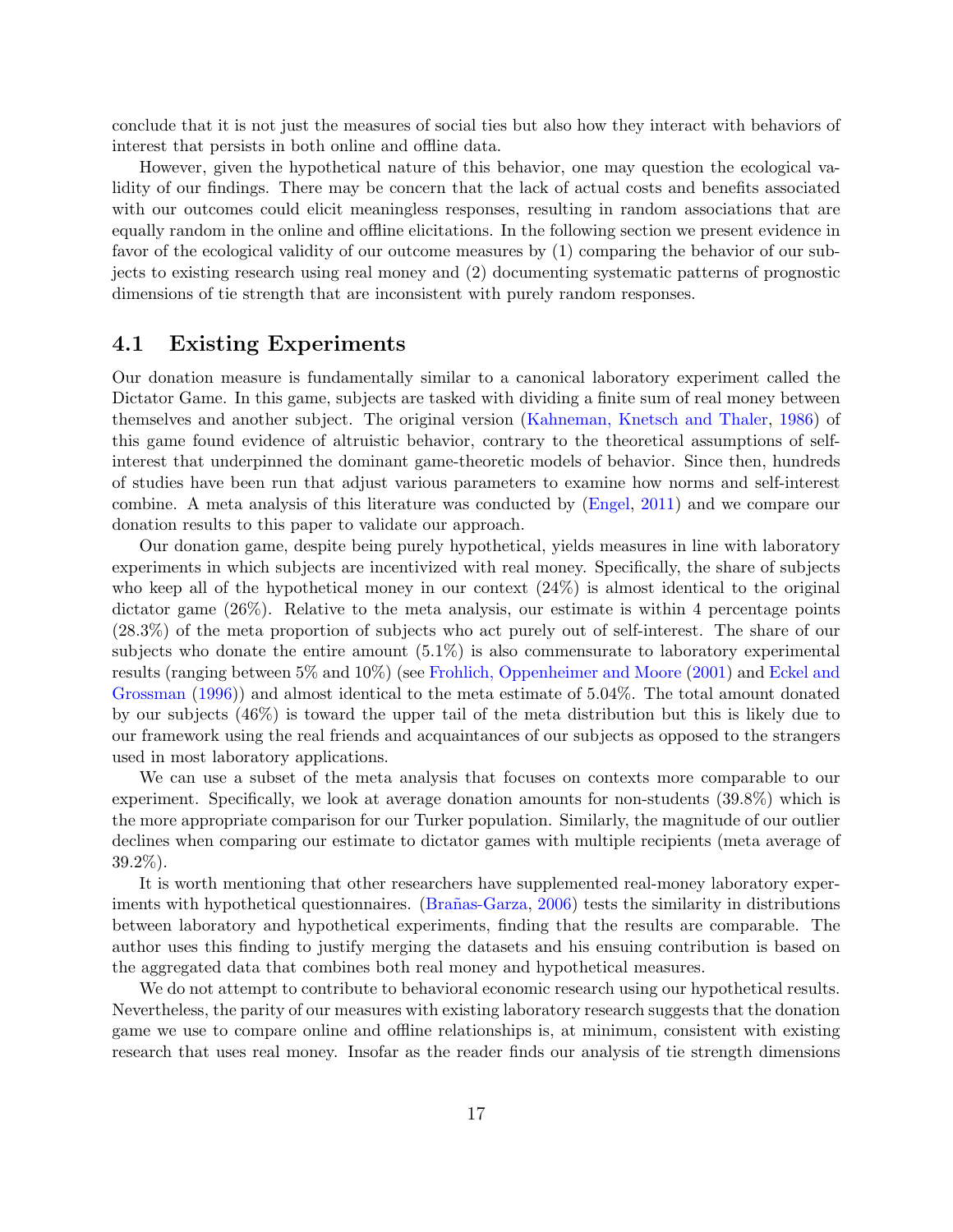conclude that it is not just the measures of social ties but also how they interact with behaviors of interest that persists in both online and offline data.

However, given the hypothetical nature of this behavior, one may question the ecological validity of our findings. There may be concern that the lack of actual costs and benefits associated with our outcomes could elicit meaningless responses, resulting in random associations that are equally random in the online and offline elicitations. In the following section we present evidence in favor of the ecological validity of our outcome measures by (1) comparing the behavior of our subjects to existing research using real money and (2) documenting systematic patterns of prognostic dimensions of tie strength that are inconsistent with purely random responses.

## 4.1 Existing Experiments

Our donation measure is fundamentally similar to a canonical laboratory experiment called the Dictator Game. In this game, subjects are tasked with dividing a finite sum of real money between themselves and another subject. The original version (Kahneman, Knetsch and Thaler, 1986) of this game found evidence of altruistic behavior, contrary to the theoretical assumptions of self-interest that underpinned the dominant game-theoretic models of behavior. Since then, hundreds of studies have been run that adjust various parameters to examine how norms and self-interest combine. A meta analysis of this literature was conducted by (Engel, 2011) and we compare our donation results to this paper to validate our approach.

Our donation game, despite being purely hypothetical, yields measures in line with laboratory experiments in which subjects are incentivized with real money. Specifically, the share of subjects who keep all of the hypothetical money in our context (24%) is almost identical to the original dictator game (26%). Relative to the meta analysis, our estimate is within 4 percentage points (28.3%) of the meta proportion of subjects who act purely out of self-interest. The share of our subjects who donate the entire amount (5.1%) is also commensurate to laboratory experimental results (ranging between 5% and 10%) (see Frohlich, Oppenheimer and Moore (2001) and Eckel and Grossman (1996)) and almost identical to the meta estimate of 5.04%. The total amount donated by our subjects (46%) is toward the upper tail of the meta distribution but this is likely due to our framework using the real friends and acquaintances of our subjects as opposed to the strangers used in most laboratory applications.

We can use a subset of the meta analysis that focuses on contexts more comparable to our experiment. Specifically, we look at average donation amounts for non-students (39.8%) which is the more appropriate comparison for our Turker population. Similarly, the magnitude of our outlier declines when comparing our estimate to dictator games with multiple recipients (meta average of 39.2%).

It is worth mentioning that other researchers have supplemented real-money laboratory experiments with hypothetical questionnaires. (Brañas-Garza, 2006) tests the similarity in distributions between laboratory and hypothetical experiments, finding that the results are comparable. The author uses this finding to justify merging the datasets and his ensuing contribution is based on the aggregated data that combines both real money and hypothetical measures.

We do not attempt to contribute to behavioral economic research using our hypothetical results. Nevertheless, the parity of our measures with existing laboratory research suggests that the donation game we use to compare online and offline relationships is, at minimum, consistent with existing research that uses real money. Insofar as the reader finds our analysis of tie strength dimensions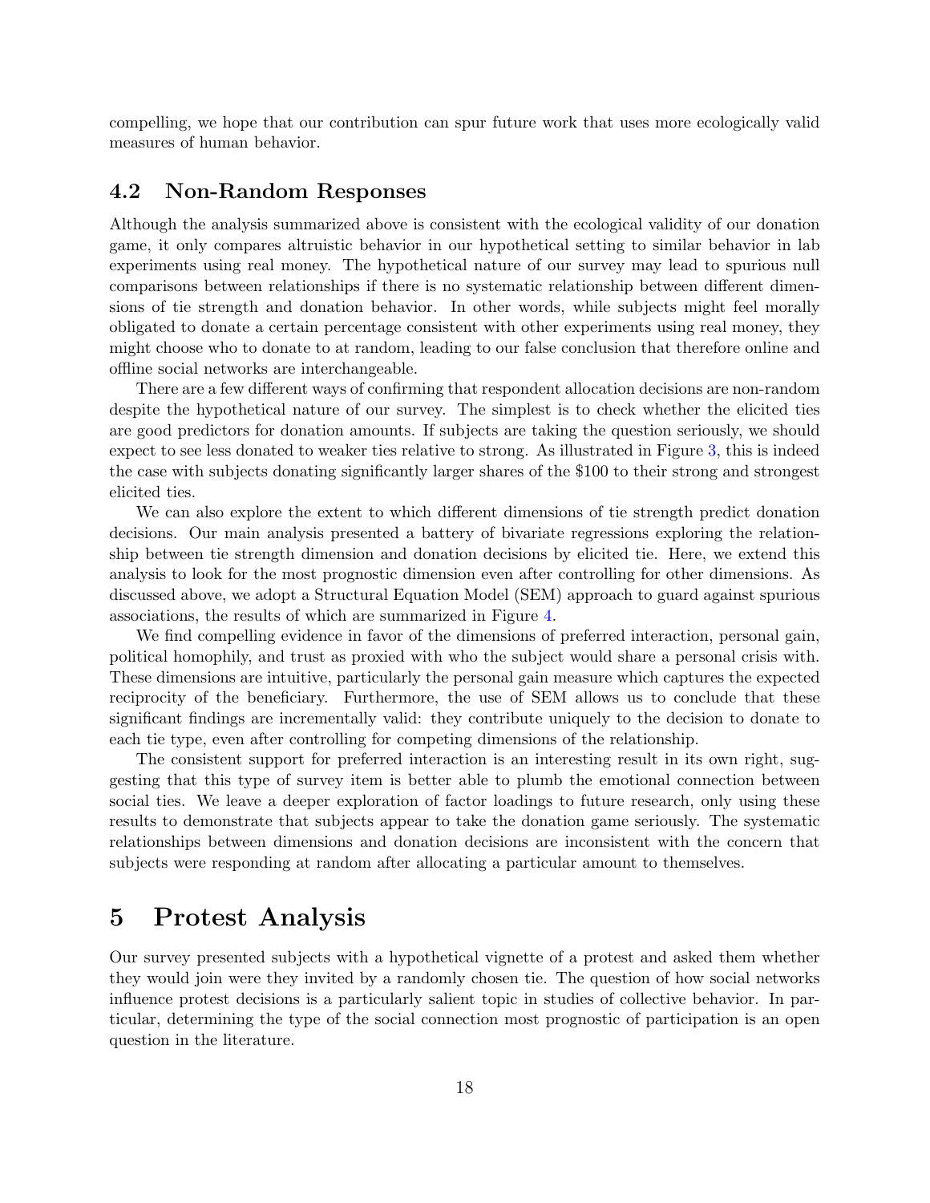compelling, we hope that our contribution can spur future work that uses more ecologically valid measures of human behavior.

### 4.2 Non-Random Responses

Although the analysis summarized above is consistent with the ecological validity of our donation game, it only compares altruistic behavior in our hypothetical setting to similar behavior in lab experiments using real money. The hypothetical nature of our survey may lead to spurious null comparisons between relationships if there is no systematic relationship between different dimensions of tie strength and donation behavior. In other words, while subjects might feel morally obligated to donate a certain percentage consistent with other experiments using real money, they might choose who to donate to at random, leading to our false conclusion that therefore online and offline social networks are interchangeable.

There are a few different ways of confirming that respondent allocation decisions are non-random despite the hypothetical nature of our survey. The simplest is to check whether the elicited ties are good predictors for donation amounts. If subjects are taking the question seriously, we should expect to see less donated to weaker ties relative to strong. As illustrated in Figure 3, this is indeed the case with subjects donating significantly larger shares of the $100 to their strong and strongest elicited ties.

We can also explore the extent to which different dimensions of tie strength predict donation decisions. Our main analysis presented a battery of bivariate regressions exploring the relationship between tie strength dimension and donation decisions by elicited tie. Here, we extend this analysis to look for the most prognostic dimension even after controlling for other dimensions. As discussed above, we adopt a Structural Equation Model (SEM) approach to guard against spurious associations, the results of which are summarized in Figure 4.

We find compelling evidence in favor of the dimensions of preferred interaction, personal gain, political homophily, and trust as proxied with who the subject would share a personal crisis with. These dimensions are intuitive, particularly the personal gain measure which captures the expected reciprocity of the beneficiary. Furthermore, the use of SEM allows us to conclude that these significant findings are incrementally valid: they contribute uniquely to the decision to donate to each tie type, even after controlling for competing dimensions of the relationship.

The consistent support for preferred interaction is an interesting result in its own right, suggesting that this type of survey item is better able to plumb the emotional connection between social ties. We leave a deeper exploration of factor loadings to future research, only using these results to demonstrate that subjects appear to take the donation game seriously. The systematic relationships between dimensions and donation decisions are inconsistent with the concern that subjects were responding at random after allocating a particular amount to themselves.

# 5 Protest Analysis

Our survey presented subjects with a hypothetical vignette of a protest and asked them whether they would join were they invited by a randomly chosen tie. The question of how social networks influence protest decisions is a particularly salient topic in studies of collective behavior. In particular, determining the type of the social connection most prognostic of participation is an open question in the literature.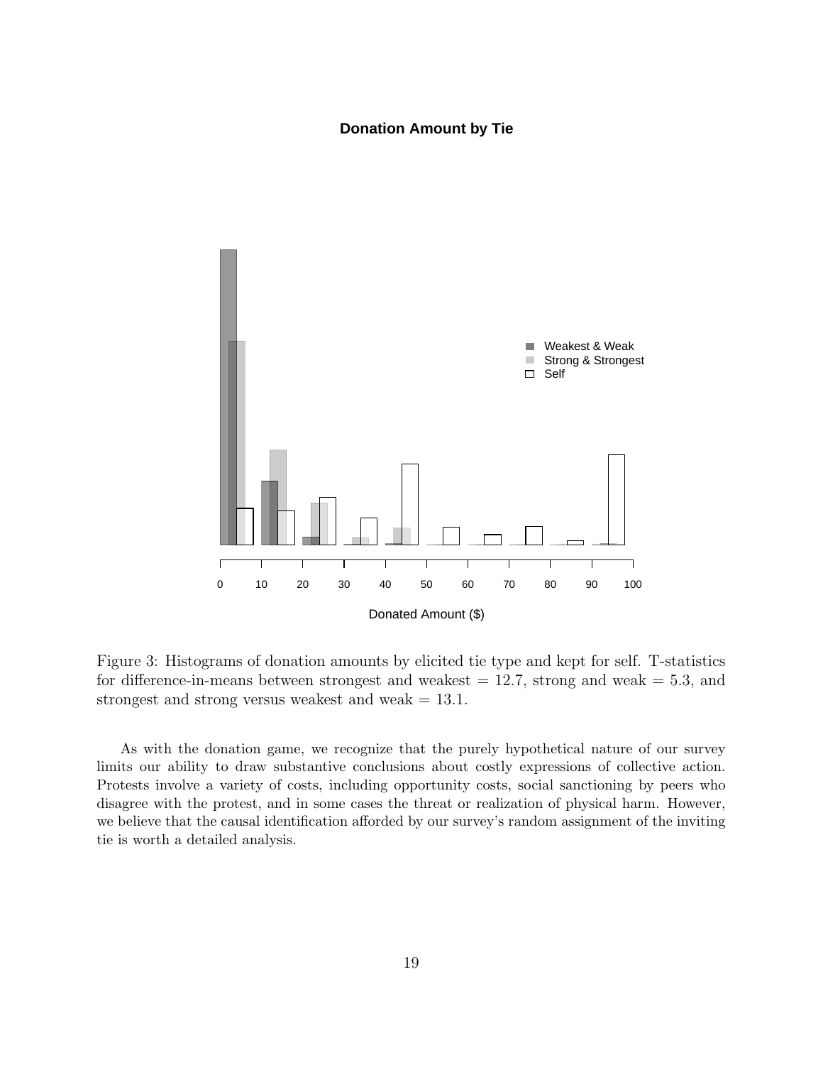Figure 3: Histograms of donation amounts by elicited tie type and kept for self. T-statistics for difference-in-means between strongest and weakest = 12.7, strong and weak = 5.3, and strongest and strong versus weakest and weak = 13.1.

As with the donation game, we recognize that the purely hypothetical nature of our survey limits our ability to draw substantive conclusions about costly expressions of collective action. Protests involve a variety of costs, including opportunity costs, social sanctioning by peers who disagree with the protest, and in some cases the threat or realization of physical harm. However, we believe that the causal identification afforded by our survey's random assignment of the inviting tie is worth a detailed analysis.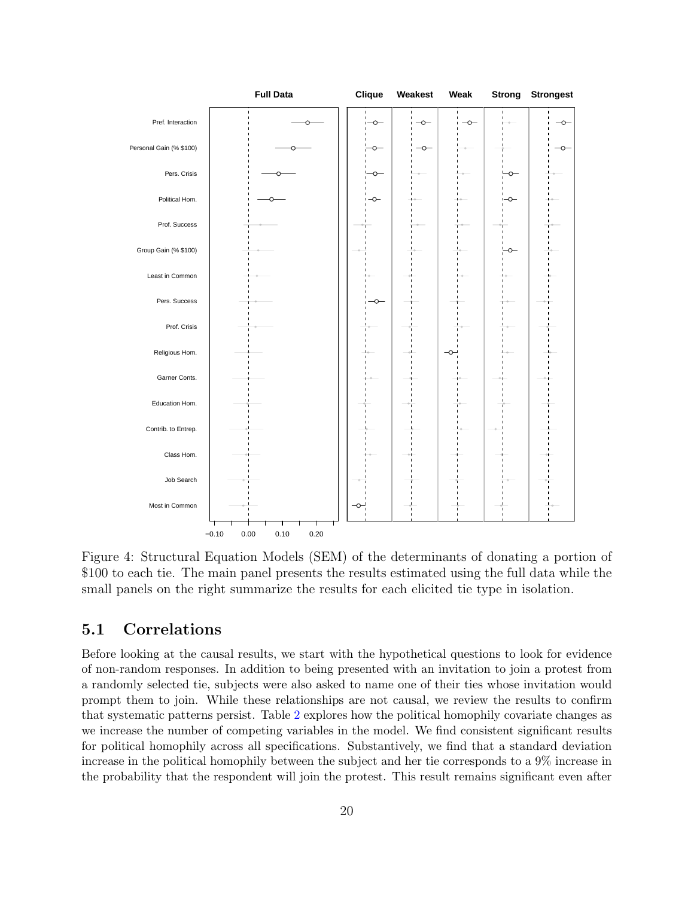Figure 4: Structural Equation Models (SEM) of the determinants of donating a portion of $100 to each tie. The main panel presents the results estimated using the full data while the small panels on the right summarize the results for each elicited tie type in isolation.

## 5.1 Correlations

Before looking at the causal results, we start with the hypothetical questions to look for evidence of non-random responses. In addition to being presented with an invitation to join a protest from a randomly selected tie, subjects were also asked to name one of their ties whose invitation would prompt them to join. While these relationships are not causal, we review the results to confirm that systematic patterns persist. Table 2 explores how the political homophily covariate changes as we increase the number of competing variables in the model. We find consistent significant results for political homophily across all specifications. Substantively, we find that a standard deviation increase in the political homophily between the subject and her tie corresponds to a 9% increase in the probability that the respondent will join the protest. This result remains significant even after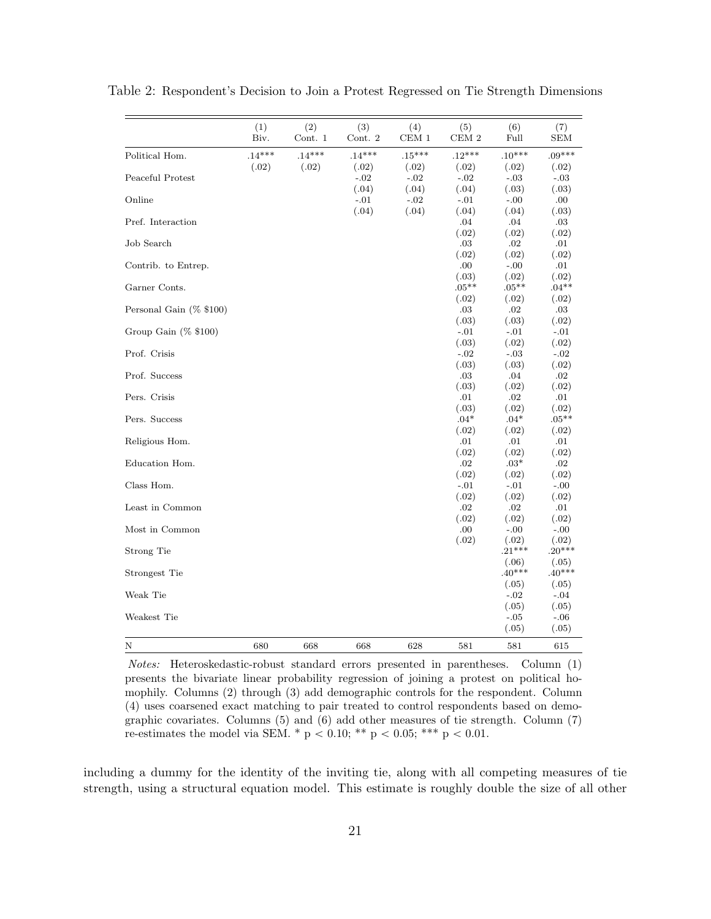Table 2: Respondent's Decision to Join a Protest Regressed on Tie Strength Dimensions

| | (1) Biv. | (2) Cont. 1 | (3) Cont. 2 | (4) CEM 1 | (5) CEM 2 | (6) Full | (7) SEM |
|---|---|---|---|---|---|---|---|
| Political Hom. | .14*** | .14*** | .14*** | .15*** | .12*** | .10*** | .09*** |
| | (.02) | (.02) | (.02) | (.02) | (.02) | (.02) | (.02) |
| Peaceful Protest | | | -.02 | -.02 | -.02 | -.03 | -.03 |
| | | | (.04) | (.04) | (.04) | (.03) | (.03) |
| Online | | | -.01 | -.02 | -.01 | -.00 | .00 |
| | | | (.04) | (.04) | (.04) | (.04) | (.03) |
| Pref. Interaction | | | | | .04 | .04 | .03 |
| | | | | | (.02) | (.02) | (.02) |
| Job Search | | | | | .03 | .02 | .01 |
| | | | | | (.02) | (.02) | (.02) |
| Contrib. to Entrep. | | | | | .00 | -.00 | .01 |
| | | | | | (.03) | (.02) | (.02) |
| Garner Conts. | | | | | .05** | .05** | .04** |
| | | | | | (.02) | (.02) | (.02) |
| Personal Gain (% $100) | | | | | .03 | .02 | .03 |
| | | | | | (.03) | (.03) | (.02) |
| Group Gain (% $100) | | | | | -.01 | -.01 | -.01 |
| | | | | | (.03) | (.02) | (.02) |
| Prof. Crisis | | | | | -.02 | -.03 | -.02 |
| | | | | | (.03) | (.03) | (.02) |
| Prof. Success | | | | | .03 | .04 | .02 |
| | | | | | (.03) | (.02) | (.02) |
| Pers. Crisis | | | | | .01 | .02 | .01 |
| | | | | | (.03) | (.02) | (.02) |
| Pers. Success | | | | | .04* | .04* | .05** |
| | | | | | (.02) | (.02) | (.02) |
| Religious Hom. | | | | | .01 | .01 | .01 |
| | | | | | (.02) | (.02) | (.02) |
| Education Hom. | | | | | .02 | .03* | .02 |
| | | | | | (.02) | (.02) | (.02) |
| Class Hom. | | | | | -.01 | -.01 | -.00 |
| | | | | | (.02) | (.02) | (.02) |
| Least in Common | | | | | .02 | .02 | .01 |
| | | | | | (.02) | (.02) | (.02) |
| Most in Common | | | | | .00 | -.00 | -.00 |
| | | | | | (.02) | (.02) | (.02) |
| Strong Tie | | | | | | .21*** | .20*** |
| | | | | | | (.06) | (.05) |
| Strongest Tie | | | | | | .40*** | .40*** |
| | | | | | | (.05) | (.05) |
| Weak Tie | | | | | | -.02 | -.04 |
| | | | | | | (.05) | (.05) |
| Weakest Tie | | | | | | -.05 | -.06 |
| | | | | | | (.05) | (.05) |
| N | 680 | 668 | 668 | 628 | 581 | 581 | 615 |

*Notes:* Heteroskedastic-robust standard errors presented in parentheses. Column (1) presents the bivariate linear probability regression of joining a protest on political homophily. Columns (2) through (3) add demographic controls for the respondent. Column (4) uses coarsened exact matching to pair treated to control respondents based on demographic covariates. Columns (5) and (6) add other measures of tie strength. Column (7) re-estimates the model via SEM. * $p < 0.10$; ** $p < 0.05$; *** $p < 0.01$.

including a dummy for the identity of the inviting tie, along with all competing measures of tie strength, using a structural equation model. This estimate is roughly double the size of all other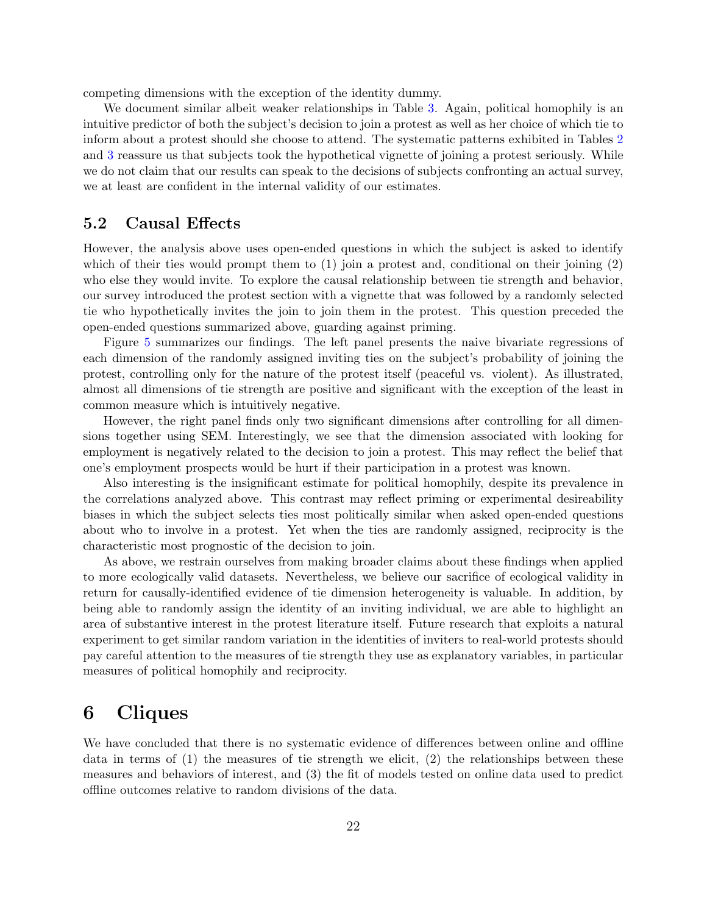competing dimensions with the exception of the identity dummy.

We document similar albeit weaker relationships in Table 3. Again, political homophily is an intuitive predictor of both the subject's decision to join a protest as well as her choice of which tie to inform about a protest should she choose to attend. The systematic patterns exhibited in Tables 2 and 3 reassure us that subjects took the hypothetical vignette of joining a protest seriously. While we do not claim that our results can speak to the decisions of subjects confronting an actual survey, we at least are confident in the internal validity of our estimates.

## 5.2 Causal Effects

However, the analysis above uses open-ended questions in which the subject is asked to identify which of their ties would prompt them to (1) join a protest and, conditional on their joining (2) who else they would invite. To explore the causal relationship between tie strength and behavior, our survey introduced the protest section with a vignette that was followed by a randomly selected tie who hypothetically invites the join to join them in the protest. This question preceded the open-ended questions summarized above, guarding against priming.

Figure 5 summarizes our findings. The left panel presents the naive bivariate regressions of each dimension of the randomly assigned inviting ties on the subject's probability of joining the protest, controlling only for the nature of the protest itself (peaceful vs. violent). As illustrated, almost all dimensions of tie strength are positive and significant with the exception of the least in common measure which is intuitively negative.

However, the right panel finds only two significant dimensions after controlling for all dimensions together using SEM. Interestingly, we see that the dimension associated with looking for employment is negatively related to the decision to join a protest. This may reflect the belief that one's employment prospects would be hurt if their participation in a protest was known.

Also interesting is the insignificant estimate for political homophily, despite its prevalence in the correlations analyzed above. This contrast may reflect priming or experimental desireability biases in which the subject selects ties most politically similar when asked open-ended questions about who to involve in a protest. Yet when the ties are randomly assigned, reciprocity is the characteristic most prognostic of the decision to join.

As above, we restrain ourselves from making broader claims about these findings when applied to more ecologically valid datasets. Nevertheless, we believe our sacrifice of ecological validity in return for causally-identified evidence of tie dimension heterogeneity is valuable. In addition, by being able to randomly assign the identity of an inviting individual, we are able to highlight an area of substantive interest in the protest literature itself. Future research that exploits a natural experiment to get similar random variation in the identities of inviters to real-world protests should pay careful attention to the measures of tie strength they use as explanatory variables, in particular measures of political homophily and reciprocity.

# 6 Cliques

We have concluded that there is no systematic evidence of differences between online and offline data in terms of (1) the measures of tie strength we elicit, (2) the relationships between these measures and behaviors of interest, and (3) the fit of models tested on online data used to predict offline outcomes relative to random divisions of the data.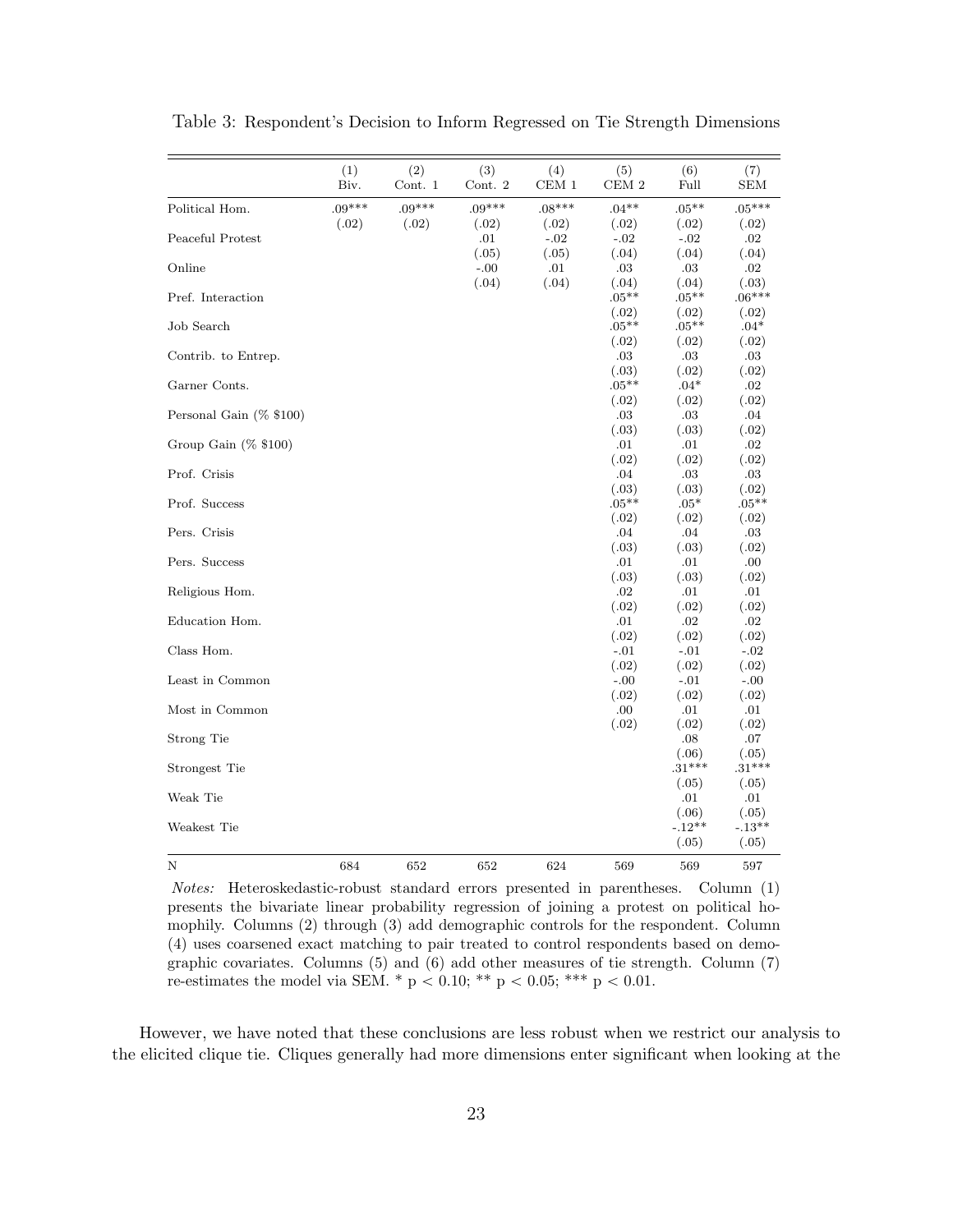Table 3: Respondent's Decision to Inform Regressed on Tie Strength Dimensions

| | (1) Biv. | (2) Cont. 1 | (3) Cont. 2 | (4) CEM 1 | (5) CEM 2 | (6) Full | (7) SEM |
|---|---|---|---|---|---|---|---|
| Political Hom. | .09*** | .09*** | .09*** | .08*** | .04** | .05** | .05*** |
| | (.02) | (.02) | (.02) | (.02) | (.02) | (.02) | (.02) |
| Peaceful Protest | | | .01 | -.02 | -.02 | -.02 | .02 |
| | | | (.05) | (.05) | (.04) | (.04) | (.04) |
| Online | | | -.00 | .01 | .03 | .03 | .02 |
| | | | (.04) | (.04) | (.04) | (.04) | (.03) |
| Pref. Interaction | | | | | .05** | .05** | .06*** |
| | | | | | (.02) | (.02) | (.02) |
| Job Search | | | | | .05** | .05** | .04* |
| | | | | | (.02) | (.02) | (.02) |
| Contrib. to Entrep. | | | | | .03 | .03 | .03 |
| | | | | | (.03) | (.02) | (.02) |
| Garner Conts. | | | | | .05** | .04* | .02 |
| | | | | | (.02) | (.02) | (.02) |
| Personal Gain (% $100) | | | | | .03 | .03 | .04 |
| | | | | | (.03) | (.03) | (.02) |
| Group Gain (% $100) | | | | | .01 | .01 | .02 |
| | | | | | (.02) | (.02) | (.02) |
| Prof. Crisis | | | | | .04 | .03 | .03 |
| | | | | | (.03) | (.03) | (.02) |
| Prof. Success | | | | | .05** | .05* | .05** |
| | | | | | (.02) | (.02) | (.02) |
| Pers. Crisis | | | | | .04 | .04 | .03 |
| | | | | | (.03) | (.03) | (.02) |
| Pers. Success | | | | | .01 | .01 | .00 |
| | | | | | (.03) | (.03) | (.02) |
| Religious Hom. | | | | | .02 | .01 | .01 |
| | | | | | (.02) | (.02) | (.02) |
| Education Hom. | | | | | .01 | .02 | .02 |
| | | | | | (.02) | (.02) | (.02) |
| Class Hom. | | | | | -.01 | -.01 | -.02 |
| | | | | | (.02) | (.02) | (.02) |
| Least in Common | | | | | -.00 | -.01 | -.00 |
| | | | | | (.02) | (.02) | (.02) |
| Most in Common | | | | | .00 | .01 | .01 |
| | | | | | (.02) | (.02) | (.02) |
| Strong Tie | | | | | | .08 | .07 |
| | | | | | | (.06) | (.05) |
| Strongest Tie | | | | | | .31*** | .31*** |
| | | | | | | (.05) | (.05) |
| Weak Tie | | | | | | .01 | .01 |
| | | | | | | (.06) | (.05) |
| Weakest Tie | | | | | | -.12** | -.13** |
| | | | | | | (.05) | (.05) |
| N | 684 | 652 | 652 | 624 | 569 | 569 | 597 |

*Notes:* Heteroskedastic-robust standard errors presented in parentheses. Column (1) presents the bivariate linear probability regression of joining a protest on political homophily. Columns (2) through (3) add demographic controls for the respondent. Column (4) uses coarsened exact matching to pair treated to control respondents based on demographic covariates. Columns (5) and (6) add other measures of tie strength. Column (7) re-estimates the model via SEM. * $p < 0.10$; ** $p < 0.05$; *** $p < 0.01$.

However, we have noted that these conclusions are less robust when we restrict our analysis to the elicited clique tie. Cliques generally had more dimensions enter significant when looking at the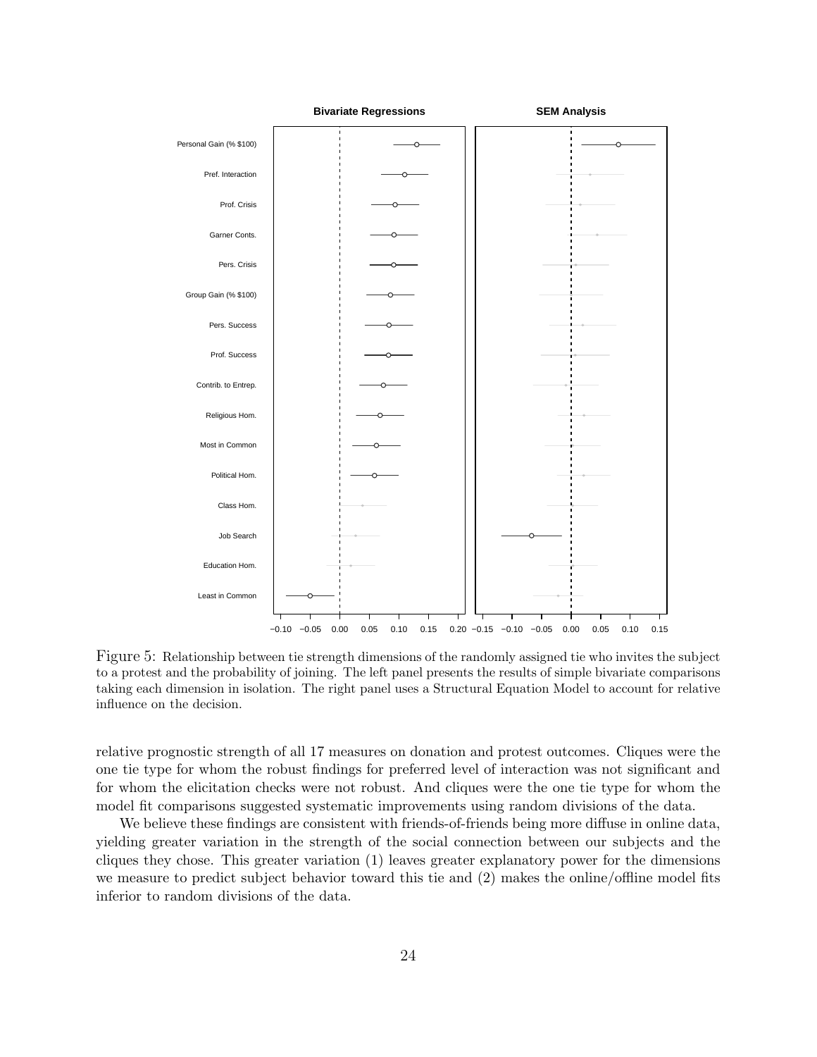Figure 5: Relationship between tie strength dimensions of the randomly assigned tie who invites the subject to a protest and the probability of joining. The left panel presents the results of simple bivariate comparisons taking each dimension in isolation. The right panel uses a Structural Equation Model to account for relative influence on the decision.

relative prognostic strength of all 17 measures on donation and protest outcomes. Cliques were the one tie type for whom the robust findings for preferred level of interaction was not significant and for whom the elicitation checks were not robust. And cliques were the one tie type for whom the model fit comparisons suggested systematic improvements using random divisions of the data.

We believe these findings are consistent with friends-of-friends being more diffuse in online data, yielding greater variation in the strength of the social connection between our subjects and the cliques they chose. This greater variation (1) leaves greater explanatory power for the dimensions we measure to predict subject behavior toward this tie and (2) makes the online/offline model fits inferior to random divisions of the data.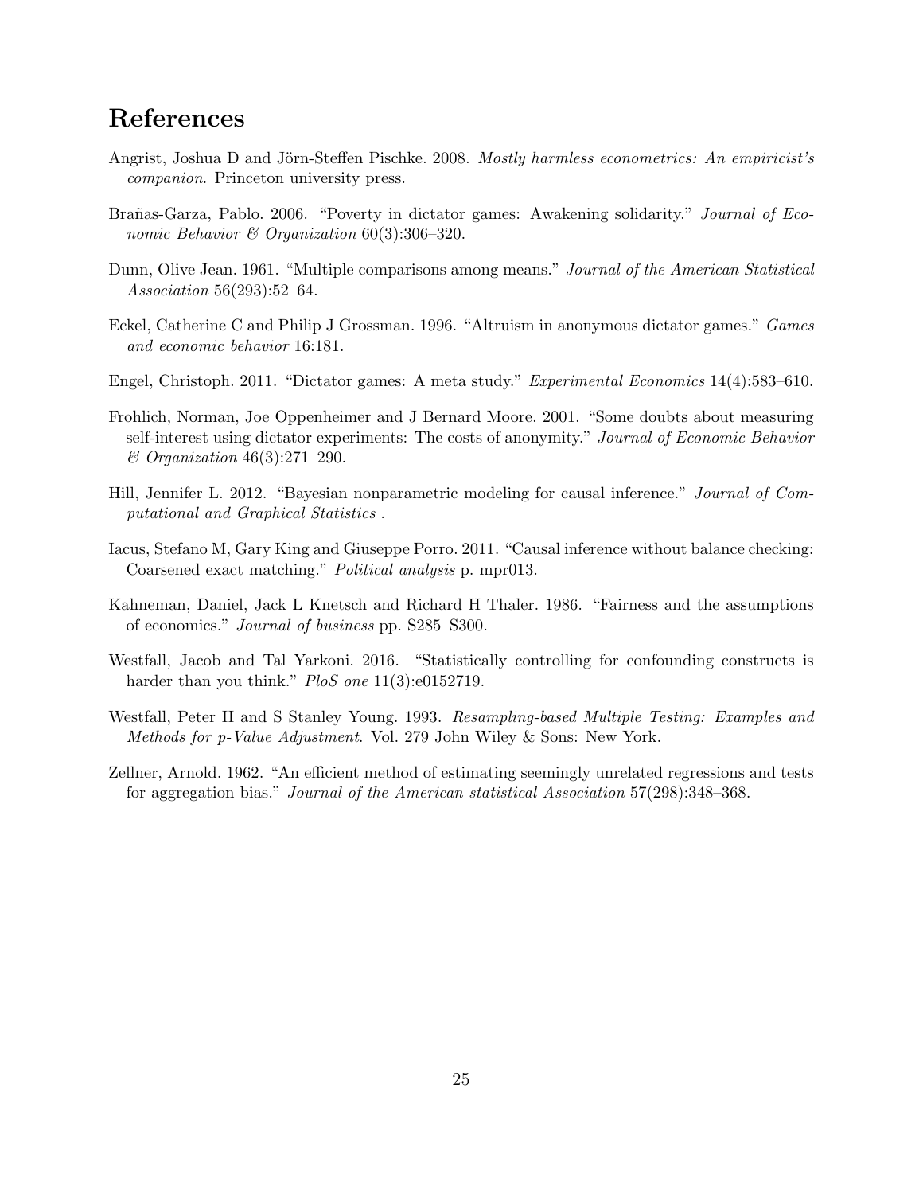# References

Angrist, Joshua D and Jörn-Steffen Pischke. 2008. *Mostly harmless econometrics: An empiricist's companion*. Princeton university press.

Brañas-Garza, Pablo. 2006. "Poverty in dictator games: Awakening solidarity." *Journal of Economic Behavior & Organization* 60(3):306–320.

Dunn, Olive Jean. 1961. "Multiple comparisons among means." *Journal of the American Statistical Association* 56(293):52–64.

Eckel, Catherine C and Philip J Grossman. 1996. "Altruism in anonymous dictator games." *Games and economic behavior* 16:181.

Engel, Christoph. 2011. "Dictator games: A meta study." *Experimental Economics* 14(4):583–610.

Frohlich, Norman, Joe Oppenheimer and J Bernard Moore. 2001. "Some doubts about measuring self-interest using dictator experiments: The costs of anonymity." *Journal of Economic Behavior & Organization* 46(3):271–290.

Hill, Jennifer L. 2012. "Bayesian nonparametric modeling for causal inference." *Journal of Computational and Graphical Statistics* .

Iacus, Stefano M, Gary King and Giuseppe Porro. 2011. "Causal inference without balance checking: Coarsened exact matching." *Political analysis* p. mpr013.

Kahneman, Daniel, Jack L Knetsch and Richard H Thaler. 1986. "Fairness and the assumptions of economics." *Journal of business* pp. S285–S300.

Westfall, Jacob and Tal Yarkoni. 2016. "Statistically controlling for confounding constructs is harder than you think." *PloS one* 11(3):e0152719.

Westfall, Peter H and S Stanley Young. 1993. *Resampling-based Multiple Testing: Examples and Methods for p-Value Adjustment*. Vol. 279 John Wiley & Sons: New York.

Zellner, Arnold. 1962. "An efficient method of estimating seemingly unrelated regressions and tests for aggregation bias." *Journal of the American statistical Association* 57(298):348–368.